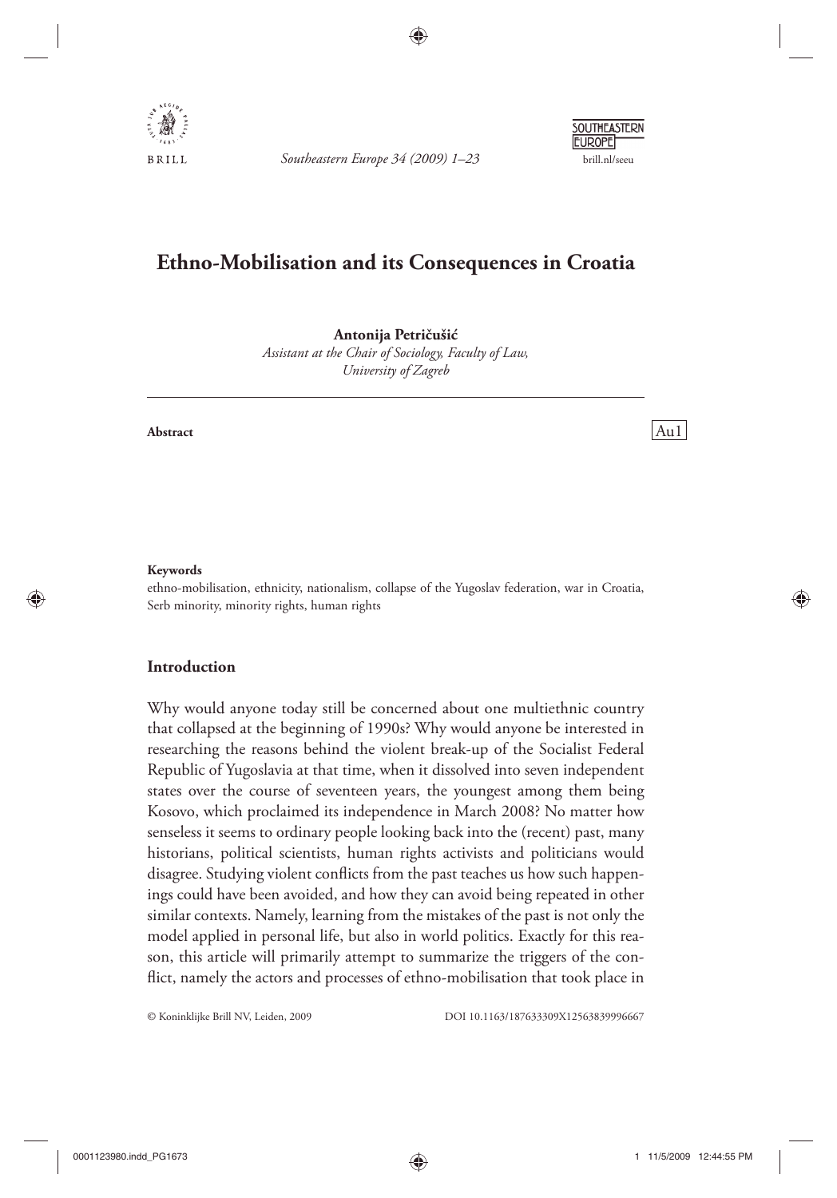# Ethno-Mobilisation and its Consequences in Croatia

**Antonija Petričušić**

*Assistant at the Chair of Sociology, Faculty of Law, University of Zagreb*

**Abstract**

**Keywords**

ethno-mobilisation, ethnicity, nationalism, collapse of the Yugoslav federation, war in Croatia, Serb minority, minority rights, human rights

## Introduction

Why would anyone today still be concerned about one multiethnic country that collapsed at the beginning of 1990s? Why would anyone be interested in researching the reasons behind the violent break-up of the Socialist Federal Republic of Yugoslavia at that time, when it dissolved into seven independent states over the course of seventeen years, the youngest among them being Kosovo, which proclaimed its independence in March 2008? No matter how senseless it seems to ordinary people looking back into the (recent) past, many historians, political scientists, human rights activists and politicians would disagree. Studying violent conflicts from the past teaches us how such happenings could have been avoided, and how they can avoid being repeated in other similar contexts. Namely, learning from the mistakes of the past is not only the model applied in personal life, but also in world politics. Exactly for this reason, this article will primarily attempt to summarize the triggers of the conflict, namely the actors and processes of ethno-mobilisation that took place in

© Koninklijke Brill NV, Leiden, 2009 DOI 10.1163/187633309X12563839996667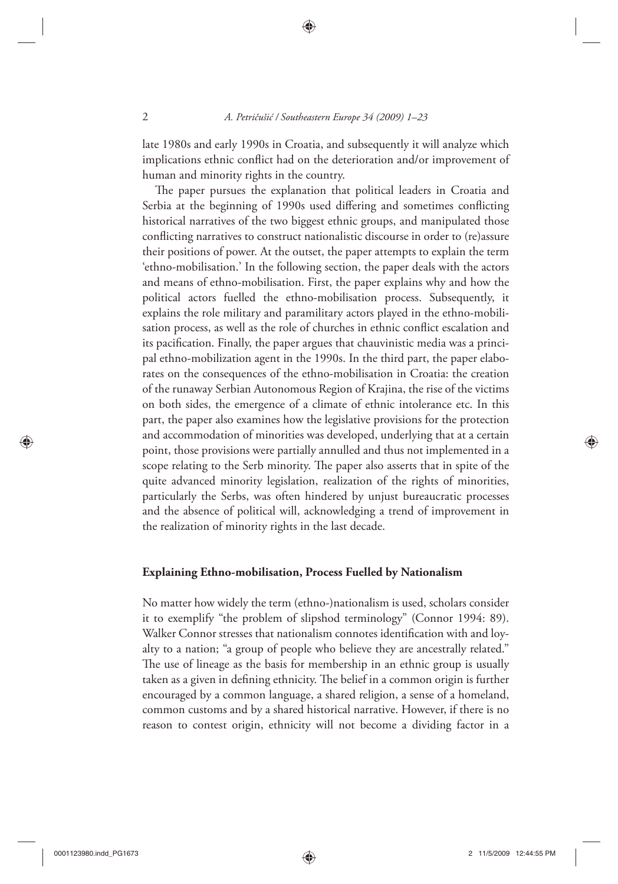late 1980s and early 1990s in Croatia, and subsequently it will analyze which implications ethnic conflict had on the deterioration and/or improvement of human and minority rights in the country.

The paper pursues the explanation that political leaders in Croatia and Serbia at the beginning of 1990s used differing and sometimes conflicting historical narratives of the two biggest ethnic groups, and manipulated those conflicting narratives to construct nationalistic discourse in order to (re)assure their positions of power. At the outset, the paper attempts to explain the term 'ethno-mobilisation.' In the following section, the paper deals with the actors and means of ethno-mobilisation. First, the paper explains why and how the political actors fuelled the ethno-mobilisation process. Subsequently, it explains the role military and paramilitary actors played in the ethno-mobilisation process, as well as the role of churches in ethnic conflict escalation and its pacification. Finally, the paper argues that chauvinistic media was a principal ethno-mobilization agent in the 1990s. In the third part, the paper elaborates on the consequences of the ethno-mobilisation in Croatia: the creation of the runaway Serbian Autonomous Region of Krajina, the rise of the victims on both sides, the emergence of a climate of ethnic intolerance etc. In this part, the paper also examines how the legislative provisions for the protection and accommodation of minorities was developed, underlying that at a certain point, those provisions were partially annulled and thus not implemented in a scope relating to the Serb minority. The paper also asserts that in spite of the quite advanced minority legislation, realization of the rights of minorities, particularly the Serbs, was often hindered by unjust bureaucratic processes and the absence of political will, acknowledging a trend of improvement in the realization of minority rights in the last decade.

## Explaining Ethno-mobilisation, Process Fuelled by Nationalism

No matter how widely the term (ethno-)nationalism is used, scholars consider it to exemplify "the problem of slipshod terminology" (Connor 1994: 89). Walker Connor stresses that nationalism connotes identification with and loyalty to a nation; "a group of people who believe they are ancestrally related." The use of lineage as the basis for membership in an ethnic group is usually taken as a given in defining ethnicity. The belief in a common origin is further encouraged by a common language, a shared religion, a sense of a homeland, common customs and by a shared historical narrative. However, if there is no reason to contest origin, ethnicity will not become a dividing factor in a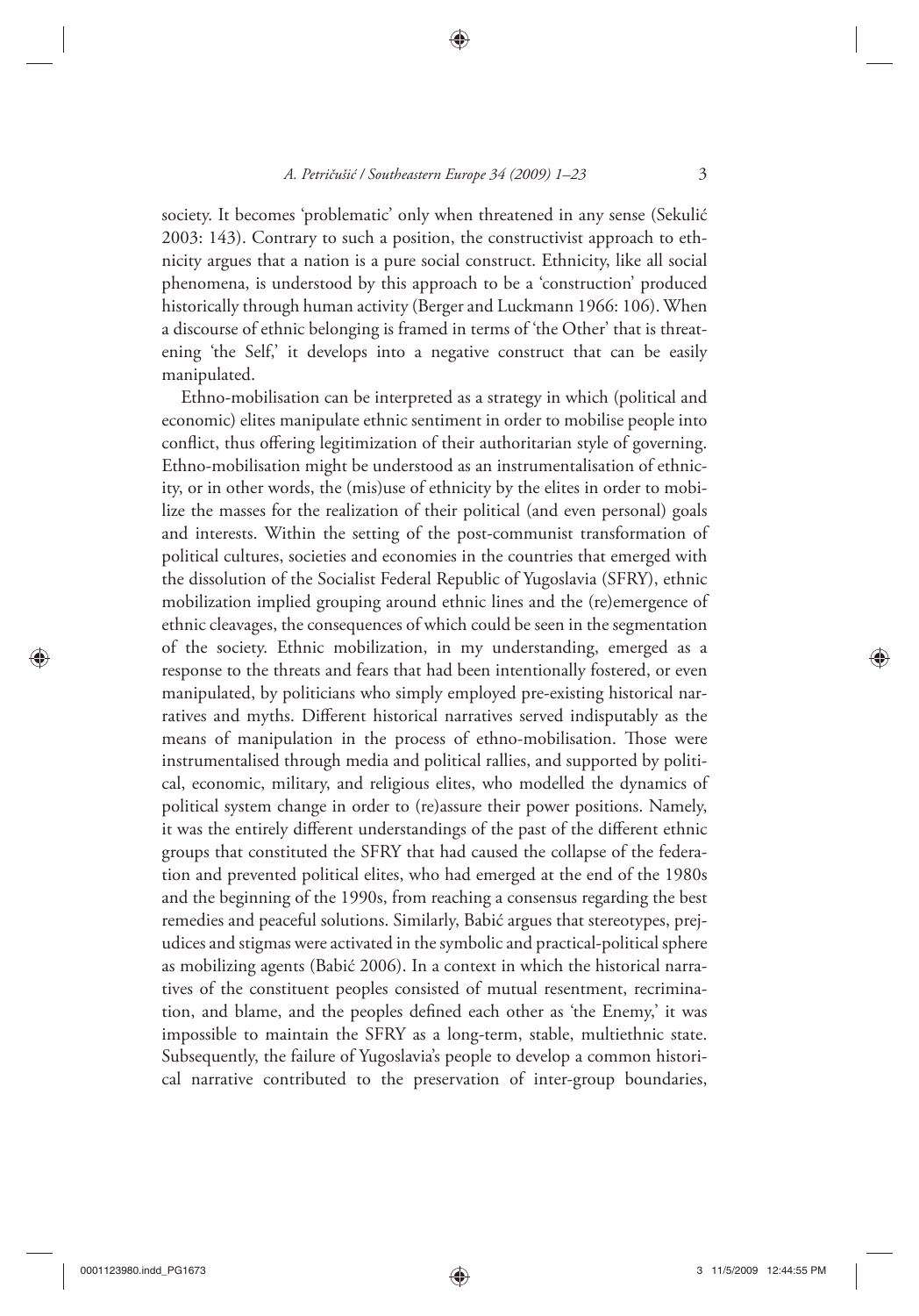society. It becomes 'problematic' only when threatened in any sense (Sekulić 2003: 143). Contrary to such a position, the constructivist approach to ethnicity argues that a nation is a pure social construct. Ethnicity, like all social phenomena, is understood by this approach to be a 'construction' produced historically through human activity (Berger and Luckmann 1966: 106). When a discourse of ethnic belonging is framed in terms of 'the Other' that is threatening 'the Self,' it develops into a negative construct that can be easily manipulated.

Ethno-mobilisation can be interpreted as a strategy in which (political and economic) elites manipulate ethnic sentiment in order to mobilise people into conflict, thus offering legitimization of their authoritarian style of governing. Ethno-mobilisation might be understood as an instrumentalisation of ethnicity, or in other words, the (mis)use of ethnicity by the elites in order to mobilize the masses for the realization of their political (and even personal) goals and interests. Within the setting of the post-communist transformation of political cultures, societies and economies in the countries that emerged with the dissolution of the Socialist Federal Republic of Yugoslavia (SFRY), ethnic mobilization implied grouping around ethnic lines and the (re)emergence of ethnic cleavages, the consequences of which could be seen in the segmentation of the society. Ethnic mobilization, in my understanding, emerged as a response to the threats and fears that had been intentionally fostered, or even manipulated, by politicians who simply employed pre-existing historical narratives and myths. Different historical narratives served indisputably as the means of manipulation in the process of ethno-mobilisation. Those were instrumentalised through media and political rallies, and supported by political, economic, military, and religious elites, who modelled the dynamics of political system change in order to (re)assure their power positions. Namely, it was the entirely different understandings of the past of the different ethnic groups that constituted the SFRY that had caused the collapse of the federation and prevented political elites, who had emerged at the end of the 1980s and the beginning of the 1990s, from reaching a consensus regarding the best remedies and peaceful solutions. Similarly, Babić argues that stereotypes, prejudices and stigmas were activated in the symbolic and practical-political sphere as mobilizing agents (Babić 2006). In a context in which the historical narratives of the constituent peoples consisted of mutual resentment, recrimination, and blame, and the peoples defined each other as 'the Enemy,' it was impossible to maintain the SFRY as a long-term, stable, multiethnic state. Subsequently, the failure of Yugoslavia's people to develop a common historical narrative contributed to the preservation of inter-group boundaries,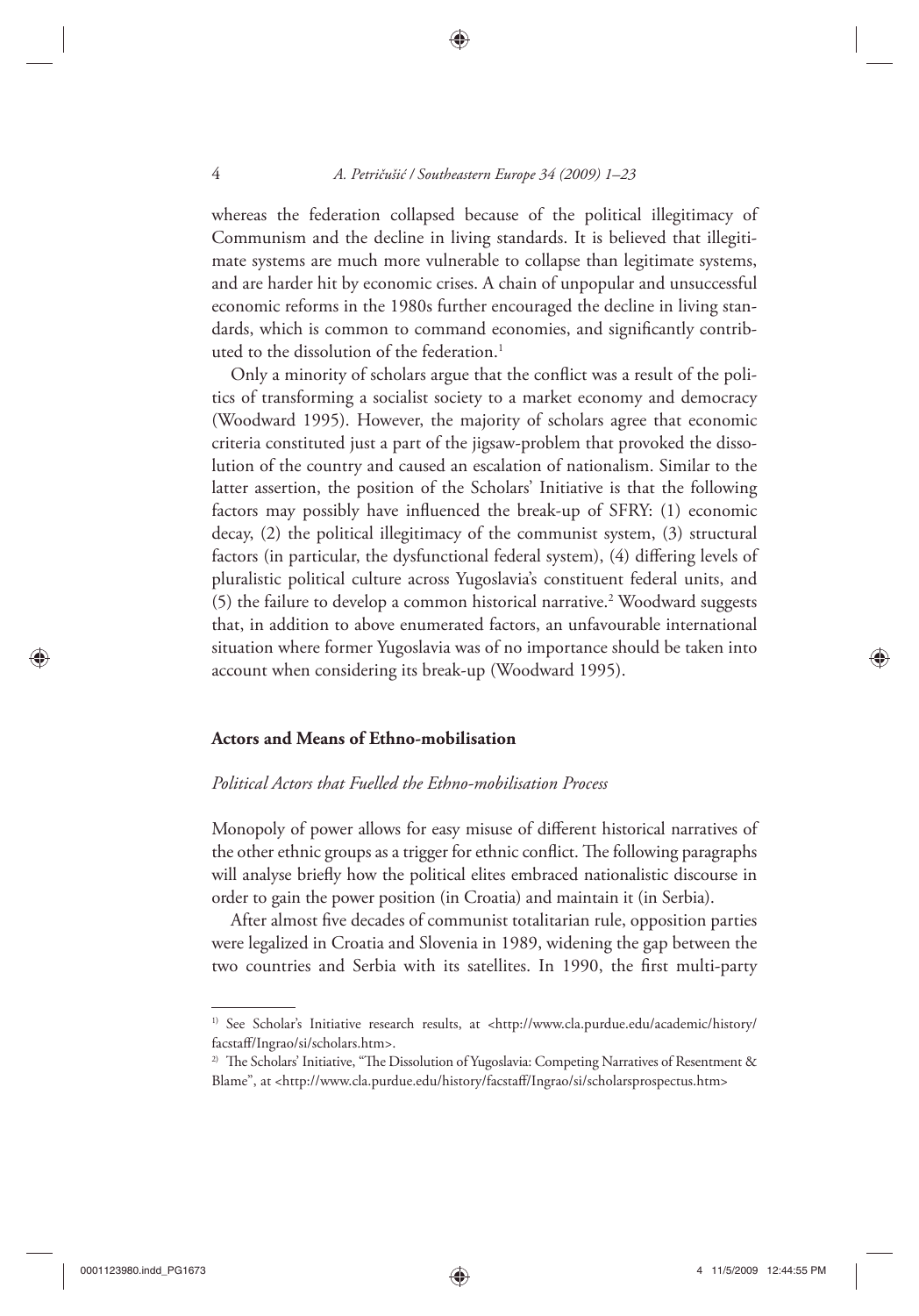whereas the federation collapsed because of the political illegitimacy of Communism and the decline in living standards. It is believed that illegitimate systems are much more vulnerable to collapse than legitimate systems, and are harder hit by economic crises. A chain of unpopular and unsuccessful economic reforms in the 1980s further encouraged the decline in living standards, which is common to command economies, and significantly contributed to the dissolution of the federation.[1]

Only a minority of scholars argue that the conflict was a result of the politics of transforming a socialist society to a market economy and democracy (Woodward 1995). However, the majority of scholars agree that economic criteria constituted just a part of the jigsaw-problem that provoked the dissolution of the country and caused an escalation of nationalism. Similar to the latter assertion, the position of the Scholars' Initiative is that the following factors may possibly have influenced the break-up of SFRY: (1) economic decay, (2) the political illegitimacy of the communist system, (3) structural factors (in particular, the dysfunctional federal system), (4) differing levels of pluralistic political culture across Yugoslavia's constituent federal units, and (5) the failure to develop a common historical narrative.[2] Woodward suggests that, in addition to above enumerated factors, an unfavourable international situation where former Yugoslavia was of no importance should be taken into account when considering its break-up (Woodward 1995).

## Actors and Means of Ethno-mobilisation

### *Political Actors that Fuelled the Ethno-mobilisation Process*

Monopoly of power allows for easy misuse of different historical narratives of the other ethnic groups as a trigger for ethnic conflict. The following paragraphs will analyse briefly how the political elites embraced nationalistic discourse in order to gain the power position (in Croatia) and maintain it (in Serbia).

After almost five decades of communist totalitarian rule, opposition parties were legalized in Croatia and Slovenia in 1989, widening the gap between the two countries and Serbia with its satellites. In 1990, the first multi-party

---

[1] See Scholar's Initiative research results, at <http://www.cla.purdue.edu/academic/history/facstaff/Ingrao/si/scholars.htm>.

[2] The Scholars' Initiative, "The Dissolution of Yugoslavia: Competing Narratives of Resentment & Blame", at <http://www.cla.purdue.edu/history/facstaff/Ingrao/si/scholarsprospectus.htm>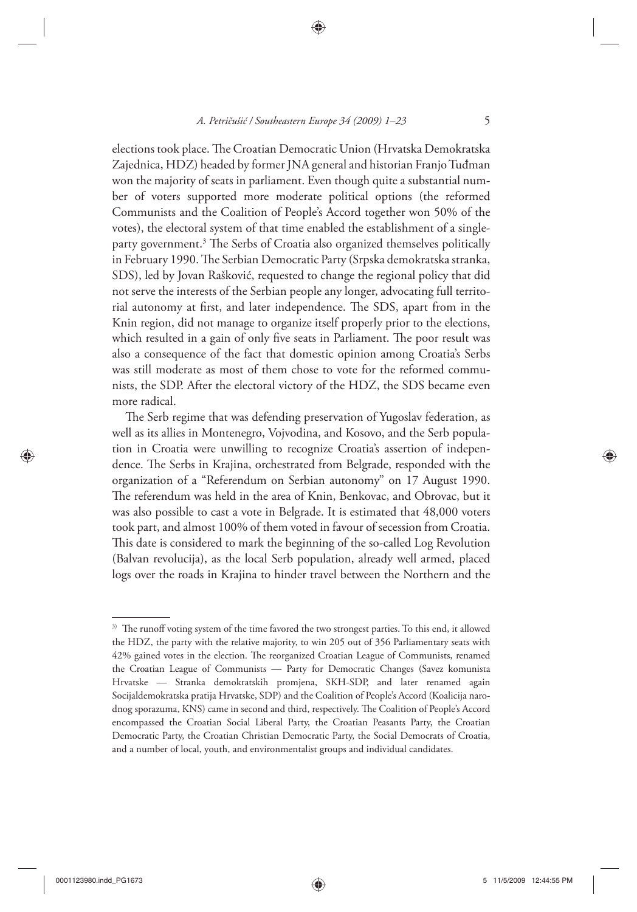elections took place. The Croatian Democratic Union (Hrvatska Demokratska Zajednica, HDZ) headed by former JNA general and historian Franjo Tuđman won the majority of seats in parliament. Even though quite a substantial number of voters supported more moderate political options (the reformed Communists and the Coalition of People's Accord together won 50% of the votes), the electoral system of that time enabled the establishment of a single-party government.[3] The Serbs of Croatia also organized themselves politically in February 1990. The Serbian Democratic Party (Srpska demokratska stranka, SDS), led by Jovan Rašković, requested to change the regional policy that did not serve the interests of the Serbian people any longer, advocating full territorial autonomy at first, and later independence. The SDS, apart from in the Knin region, did not manage to organize itself properly prior to the elections, which resulted in a gain of only five seats in Parliament. The poor result was also a consequence of the fact that domestic opinion among Croatia's Serbs was still moderate as most of them chose to vote for the reformed communists, the SDP. After the electoral victory of the HDZ, the SDS became even more radical.

The Serb regime that was defending preservation of Yugoslav federation, as well as its allies in Montenegro, Vojvodina, and Kosovo, and the Serb population in Croatia were unwilling to recognize Croatia's assertion of independence. The Serbs in Krajina, orchestrated from Belgrade, responded with the organization of a "Referendum on Serbian autonomy" on 17 August 1990. The referendum was held in the area of Knin, Benkovac, and Obrovac, but it was also possible to cast a vote in Belgrade. It is estimated that 48,000 voters took part, and almost 100% of them voted in favour of secession from Croatia. This date is considered to mark the beginning of the so-called Log Revolution (Balvan revolucija), as the local Serb population, already well armed, placed logs over the roads in Krajina to hinder travel between the Northern and the

---

[3] The runoff voting system of the time favored the two strongest parties. To this end, it allowed the HDZ, the party with the relative majority, to win 205 out of 356 Parliamentary seats with 42% gained votes in the election. The reorganized Croatian League of Communists, renamed the Croatian League of Communists — Party for Democratic Changes (Savez komunista Hrvatske — Stranka demokratskih promjena, SKH-SDP, and later renamed again Socijaldemokratska pratija Hrvatske, SDP) and the Coalition of People's Accord (Koalicija narodnog sporazuma, KNS) came in second and third, respectively. The Coalition of People's Accord encompassed the Croatian Social Liberal Party, the Croatian Peasants Party, the Croatian Democratic Party, the Croatian Christian Democratic Party, the Social Democrats of Croatia, and a number of local, youth, and environmentalist groups and individual candidates.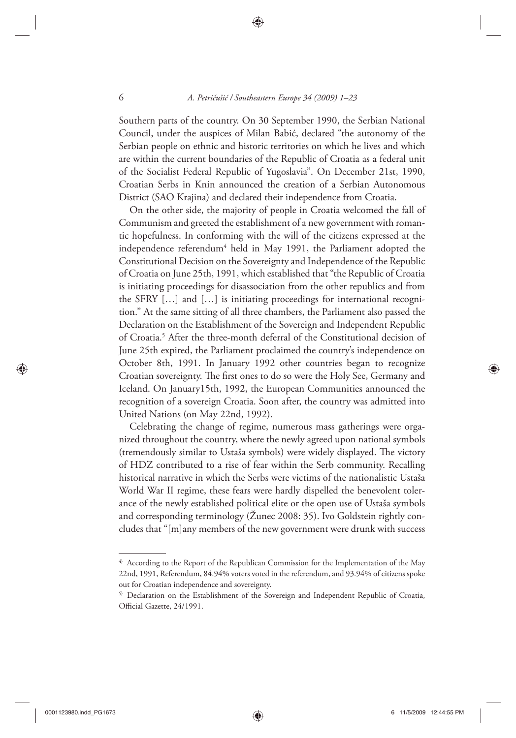Southern parts of the country. On 30 September 1990, the Serbian National Council, under the auspices of Milan Babić, declared "the autonomy of the Serbian people on ethnic and historic territories on which he lives and which are within the current boundaries of the Republic of Croatia as a federal unit of the Socialist Federal Republic of Yugoslavia". On December 21st, 1990, Croatian Serbs in Knin announced the creation of a Serbian Autonomous District (SAO Krajina) and declared their independence from Croatia.

On the other side, the majority of people in Croatia welcomed the fall of Communism and greeted the establishment of a new government with romantic hopefulness. In conforming with the will of the citizens expressed at the independence referendum[4] held in May 1991, the Parliament adopted the Constitutional Decision on the Sovereignty and Independence of the Republic of Croatia on June 25th, 1991, which established that "the Republic of Croatia is initiating proceedings for disassociation from the other republics and from the SFRY […] and […] is initiating proceedings for international recognition." At the same sitting of all three chambers, the Parliament also passed the Declaration on the Establishment of the Sovereign and Independent Republic of Croatia.[5] After the three-month deferral of the Constitutional decision of June 25th expired, the Parliament proclaimed the country's independence on October 8th, 1991. In January 1992 other countries began to recognize Croatian sovereignty. The first ones to do so were the Holy See, Germany and Iceland. On January15th, 1992, the European Communities announced the recognition of a sovereign Croatia. Soon after, the country was admitted into United Nations (on May 22nd, 1992).

Celebrating the change of regime, numerous mass gatherings were organized throughout the country, where the newly agreed upon national symbols (tremendously similar to Ustaša symbols) were widely displayed. The victory of HDZ contributed to a rise of fear within the Serb community. Recalling historical narrative in which the Serbs were victims of the nationalistic Ustaša World War II regime, these fears were hardly dispelled the benevolent tolerance of the newly established political elite or the open use of Ustaša symbols and corresponding terminology (Žunec 2008: 35). Ivo Goldstein rightly concludes that "[m]any members of the new government were drunk with success

---

[4] According to the Report of the Republican Commission for the Implementation of the May 22nd, 1991, Referendum, 84.94% voters voted in the referendum, and 93.94% of citizens spoke out for Croatian independence and sovereignty.

[5] Declaration on the Establishment of the Sovereign and Independent Republic of Croatia, Official Gazette, 24/1991.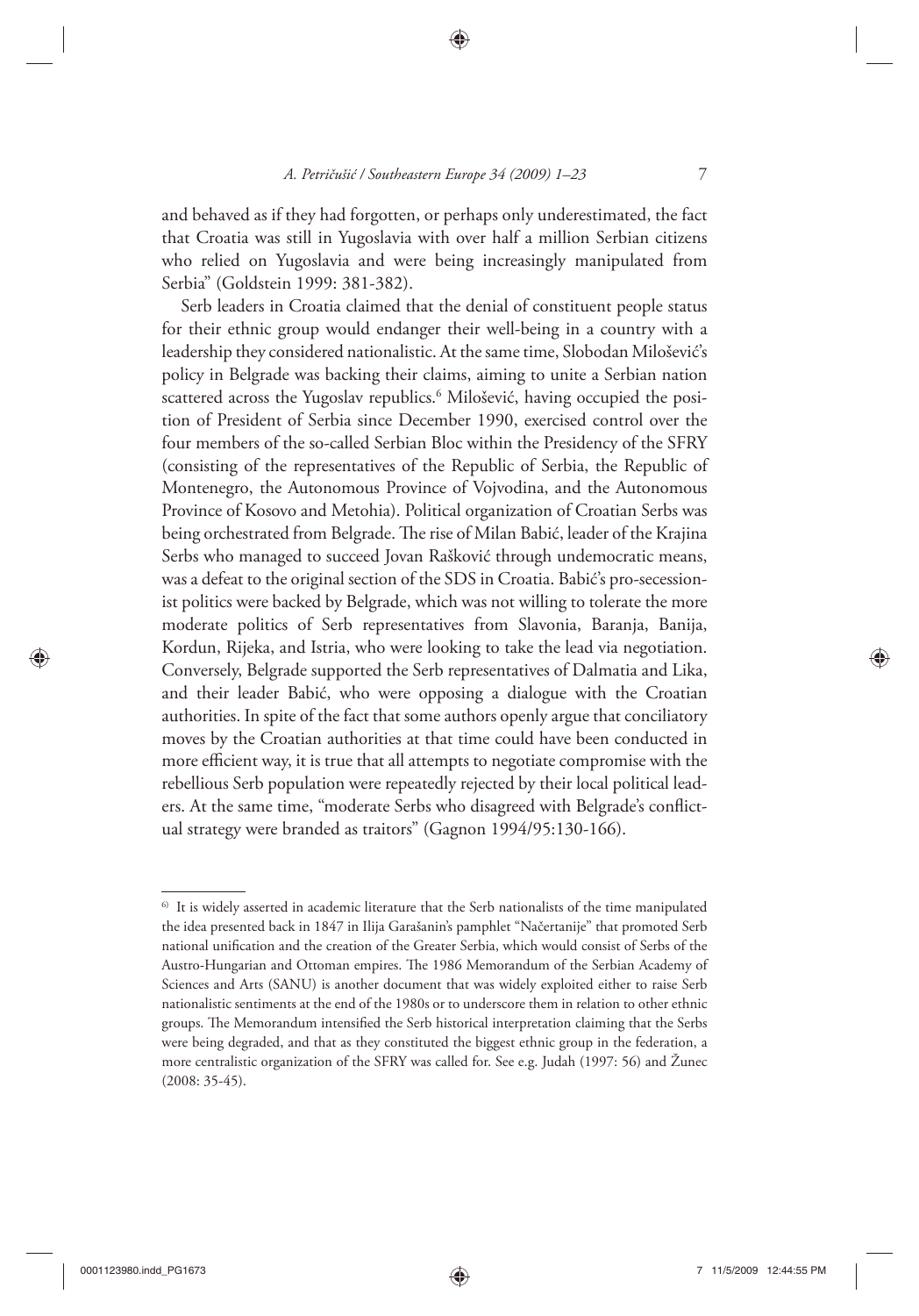and behaved as if they had forgotten, or perhaps only underestimated, the fact that Croatia was still in Yugoslavia with over half a million Serbian citizens who relied on Yugoslavia and were being increasingly manipulated from Serbia" (Goldstein 1999: 381-382).

Serb leaders in Croatia claimed that the denial of constituent people status for their ethnic group would endanger their well-being in a country with a leadership they considered nationalistic. At the same time, Slobodan Milošević's policy in Belgrade was backing their claims, aiming to unite a Serbian nation scattered across the Yugoslav republics.[6] Milošević, having occupied the position of President of Serbia since December 1990, exercised control over the four members of the so-called Serbian Bloc within the Presidency of the SFRY (consisting of the representatives of the Republic of Serbia, the Republic of Montenegro, the Autonomous Province of Vojvodina, and the Autonomous Province of Kosovo and Metohia). Political organization of Croatian Serbs was being orchestrated from Belgrade. The rise of Milan Babić, leader of the Krajina Serbs who managed to succeed Jovan Rašković through undemocratic means, was a defeat to the original section of the SDS in Croatia. Babić's pro-secessionist politics were backed by Belgrade, which was not willing to tolerate the more moderate politics of Serb representatives from Slavonia, Baranja, Banija, Kordun, Rijeka, and Istria, who were looking to take the lead via negotiation. Conversely, Belgrade supported the Serb representatives of Dalmatia and Lika, and their leader Babić, who were opposing a dialogue with the Croatian authorities. In spite of the fact that some authors openly argue that conciliatory moves by the Croatian authorities at that time could have been conducted in more efficient way, it is true that all attempts to negotiate compromise with the rebellious Serb population were repeatedly rejected by their local political leaders. At the same time, "moderate Serbs who disagreed with Belgrade's conflictual strategy were branded as traitors" (Gagnon 1994/95:130-166).

---

[6] It is widely asserted in academic literature that the Serb nationalists of the time manipulated the idea presented back in 1847 in Ilija Garašanin's pamphlet "Načertanije" that promoted Serb national unification and the creation of the Greater Serbia, which would consist of Serbs of the Austro-Hungarian and Ottoman empires. The 1986 Memorandum of the Serbian Academy of Sciences and Arts (SANU) is another document that was widely exploited either to raise Serb nationalistic sentiments at the end of the 1980s or to underscore them in relation to other ethnic groups. The Memorandum intensified the Serb historical interpretation claiming that the Serbs were being degraded, and that as they constituted the biggest ethnic group in the federation, a more centralistic organization of the SFRY was called for. See e.g. Judah (1997: 56) and Žunec (2008: 35-45).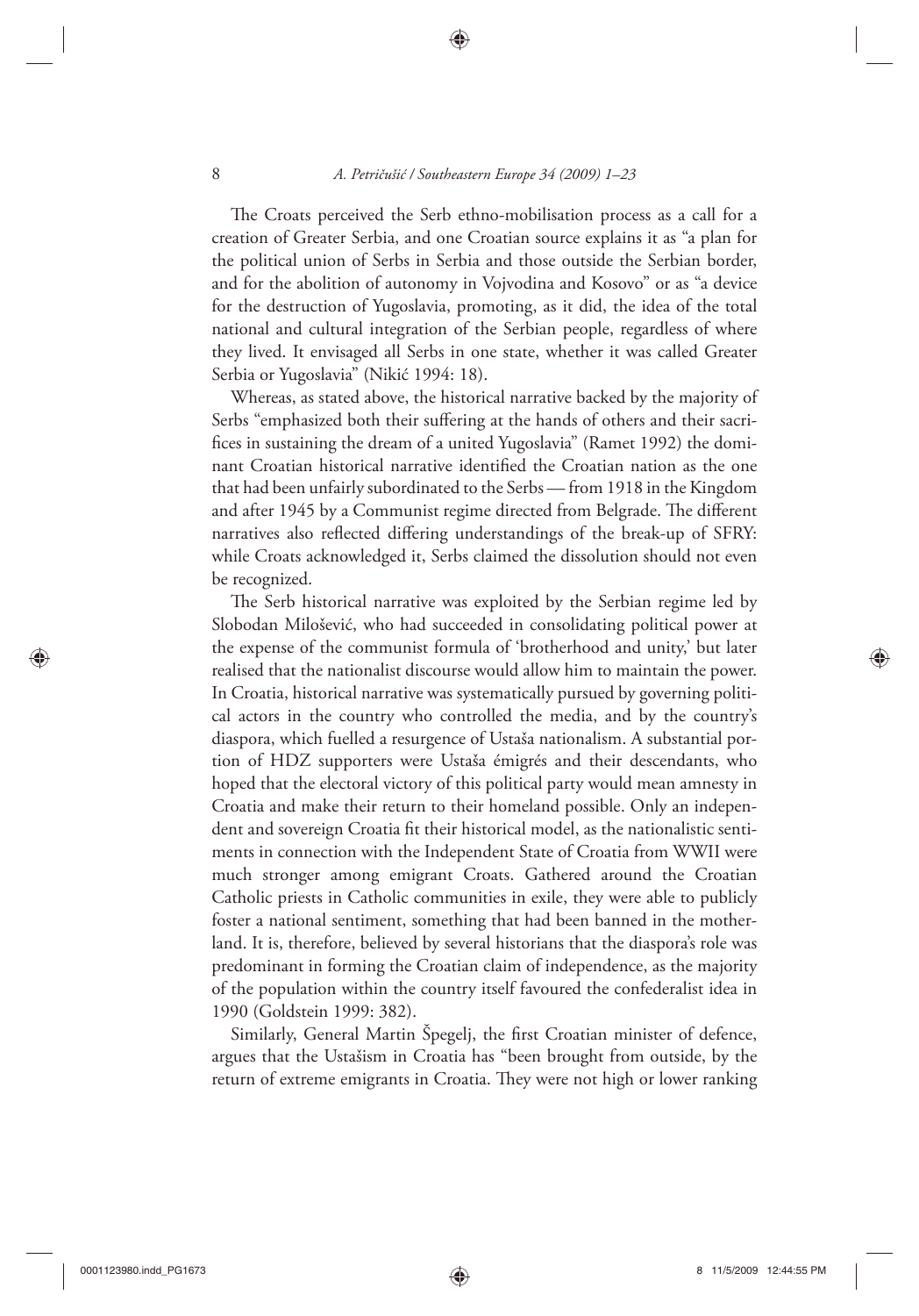The Croats perceived the Serb ethno-mobilisation process as a call for a creation of Greater Serbia, and one Croatian source explains it as "a plan for the political union of Serbs in Serbia and those outside the Serbian border, and for the abolition of autonomy in Vojvodina and Kosovo" or as "a device for the destruction of Yugoslavia, promoting, as it did, the idea of the total national and cultural integration of the Serbian people, regardless of where they lived. It envisaged all Serbs in one state, whether it was called Greater Serbia or Yugoslavia" (Nikić 1994: 18).

Whereas, as stated above, the historical narrative backed by the majority of Serbs "emphasized both their suffering at the hands of others and their sacrifices in sustaining the dream of a united Yugoslavia" (Ramet 1992) the dominant Croatian historical narrative identified the Croatian nation as the one that had been unfairly subordinated to the Serbs — from 1918 in the Kingdom and after 1945 by a Communist regime directed from Belgrade. The different narratives also reflected differing understandings of the break-up of SFRY: while Croats acknowledged it, Serbs claimed the dissolution should not even be recognized.

The Serb historical narrative was exploited by the Serbian regime led by Slobodan Milošević, who had succeeded in consolidating political power at the expense of the communist formula of 'brotherhood and unity,' but later realised that the nationalist discourse would allow him to maintain the power. In Croatia, historical narrative was systematically pursued by governing political actors in the country who controlled the media, and by the country's diaspora, which fuelled a resurgence of Ustaša nationalism. A substantial portion of HDZ supporters were Ustaša émigrés and their descendants, who hoped that the electoral victory of this political party would mean amnesty in Croatia and make their return to their homeland possible. Only an independent and sovereign Croatia fit their historical model, as the nationalistic sentiments in connection with the Independent State of Croatia from WWII were much stronger among emigrant Croats. Gathered around the Croatian Catholic priests in Catholic communities in exile, they were able to publicly foster a national sentiment, something that had been banned in the motherland. It is, therefore, believed by several historians that the diaspora's role was predominant in forming the Croatian claim of independence, as the majority of the population within the country itself favoured the confederalist idea in 1990 (Goldstein 1999: 382).

Similarly, General Martin Špegelj, the first Croatian minister of defence, argues that the Ustašism in Croatia has "been brought from outside, by the return of extreme emigrants in Croatia. They were not high or lower ranking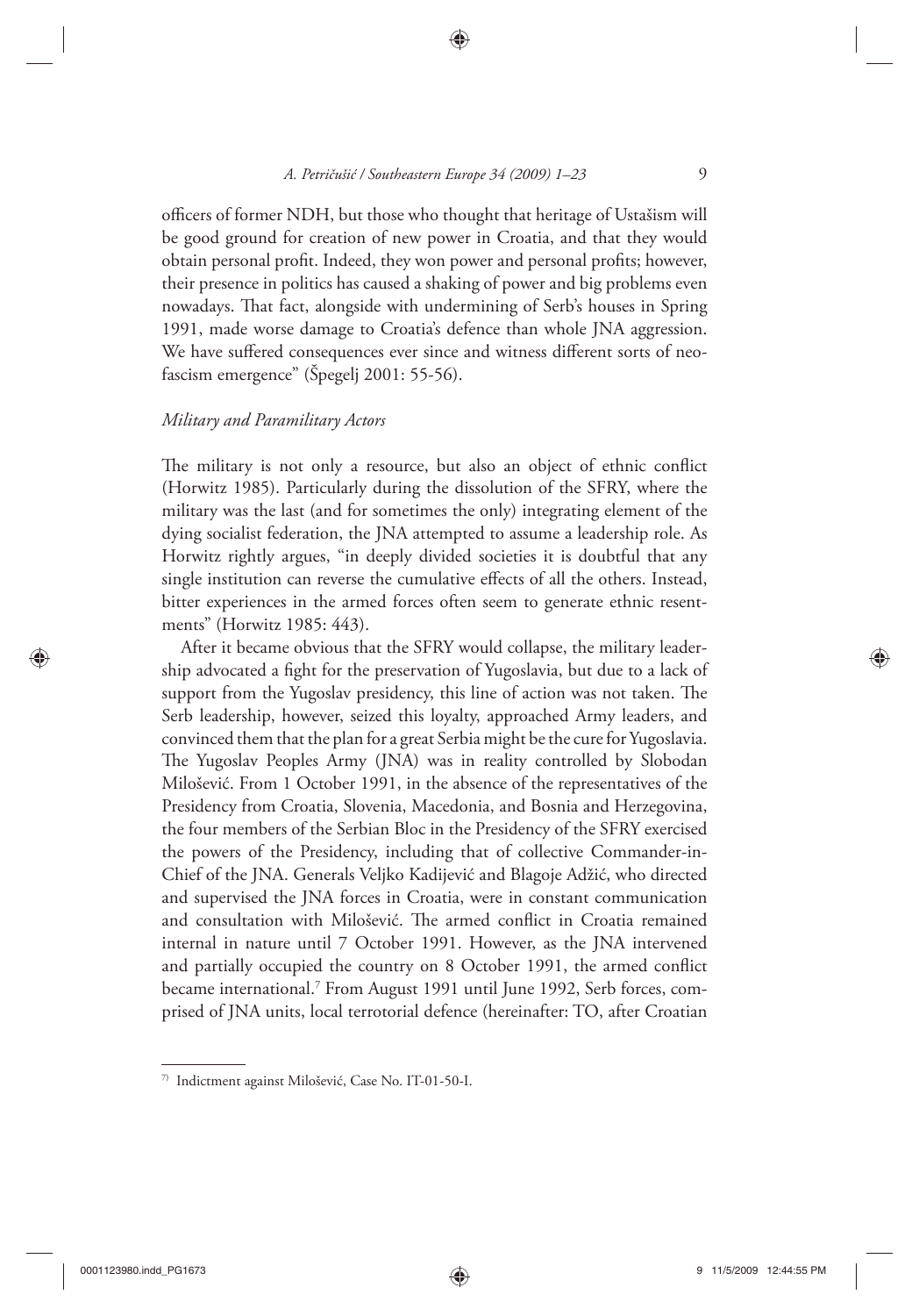officers of former NDH, but those who thought that heritage of Ustašism will be good ground for creation of new power in Croatia, and that they would obtain personal profit. Indeed, they won power and personal profits; however, their presence in politics has caused a shaking of power and big problems even nowadays. That fact, alongside with undermining of Serb's houses in Spring 1991, made worse damage to Croatia's defence than whole JNA aggression. We have suffered consequences ever since and witness different sorts of neo-fascism emergence" (Špegelj 2001: 55-56).

### *Military and Paramilitary Actors*

The military is not only a resource, but also an object of ethnic conflict (Horwitz 1985). Particularly during the dissolution of the SFRY, where the military was the last (and for sometimes the only) integrating element of the dying socialist federation, the JNA attempted to assume a leadership role. As Horwitz rightly argues, "in deeply divided societies it is doubtful that any single institution can reverse the cumulative effects of all the others. Instead, bitter experiences in the armed forces often seem to generate ethnic resentments" (Horwitz 1985: 443).

After it became obvious that the SFRY would collapse, the military leadership advocated a fight for the preservation of Yugoslavia, but due to a lack of support from the Yugoslav presidency, this line of action was not taken. The Serb leadership, however, seized this loyalty, approached Army leaders, and convinced them that the plan for a great Serbia might be the cure for Yugoslavia. The Yugoslav Peoples Army (JNA) was in reality controlled by Slobodan Milošević. From 1 October 1991, in the absence of the representatives of the Presidency from Croatia, Slovenia, Macedonia, and Bosnia and Herzegovina, the four members of the Serbian Bloc in the Presidency of the SFRY exercised the powers of the Presidency, including that of collective Commander-in-Chief of the JNA. Generals Veljko Kadijević and Blagoje Adžić, who directed and supervised the JNA forces in Croatia, were in constant communication and consultation with Milošević. The armed conflict in Croatia remained internal in nature until 7 October 1991. However, as the JNA intervened and partially occupied the country on 8 October 1991, the armed conflict became international.[7] From August 1991 until June 1992, Serb forces, comprised of JNA units, local terrotorial defence (hereinafter: TO, after Croatian

[7] Indictment against Milošević, Case No. IT-01-50-I.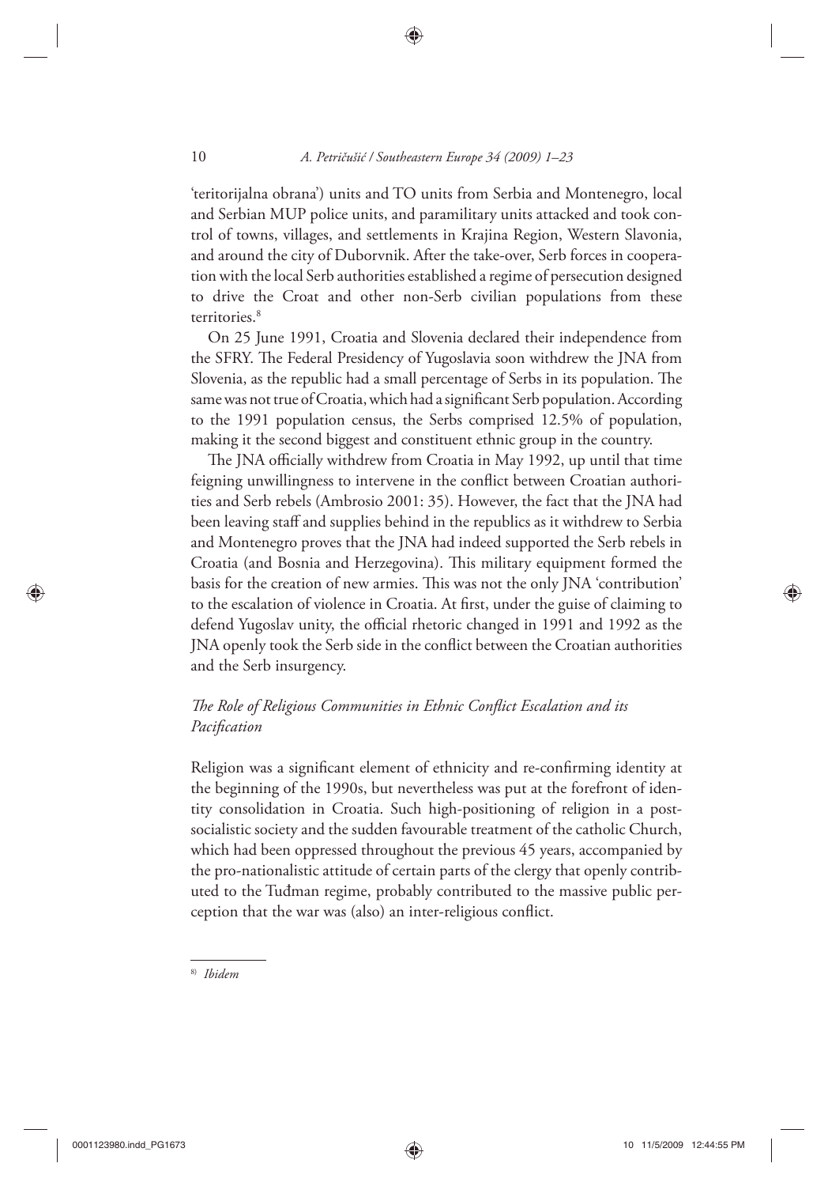'teritorijalna obrana') units and TO units from Serbia and Montenegro, local and Serbian MUP police units, and paramilitary units attacked and took control of towns, villages, and settlements in Krajina Region, Western Slavonia, and around the city of Duborvnik. After the take-over, Serb forces in cooperation with the local Serb authorities established a regime of persecution designed to drive the Croat and other non-Serb civilian populations from these territories.[8]

On 25 June 1991, Croatia and Slovenia declared their independence from the SFRY. The Federal Presidency of Yugoslavia soon withdrew the JNA from Slovenia, as the republic had a small percentage of Serbs in its population. The same was not true of Croatia, which had a significant Serb population. According to the 1991 population census, the Serbs comprised 12.5% of population, making it the second biggest and constituent ethnic group in the country.

The JNA officially withdrew from Croatia in May 1992, up until that time feigning unwillingness to intervene in the conflict between Croatian authorities and Serb rebels (Ambrosio 2001: 35). However, the fact that the JNA had been leaving staff and supplies behind in the republics as it withdrew to Serbia and Montenegro proves that the JNA had indeed supported the Serb rebels in Croatia (and Bosnia and Herzegovina). This military equipment formed the basis for the creation of new armies. This was not the only JNA 'contribution' to the escalation of violence in Croatia. At first, under the guise of claiming to defend Yugoslav unity, the official rhetoric changed in 1991 and 1992 as the JNA openly took the Serb side in the conflict between the Croatian authorities and the Serb insurgency.

### *The Role of Religious Communities in Ethnic Conflict Escalation and its Pacification*

Religion was a significant element of ethnicity and re-confirming identity at the beginning of the 1990s, but nevertheless was put at the forefront of identity consolidation in Croatia. Such high-positioning of religion in a post-socialistic society and the sudden favourable treatment of the catholic Church, which had been oppressed throughout the previous 45 years, accompanied by the pro-nationalistic attitude of certain parts of the clergy that openly contributed to the Tuđman regime, probably contributed to the massive public perception that the war was (also) an inter-religious conflict.

---

[8] *Ibidem*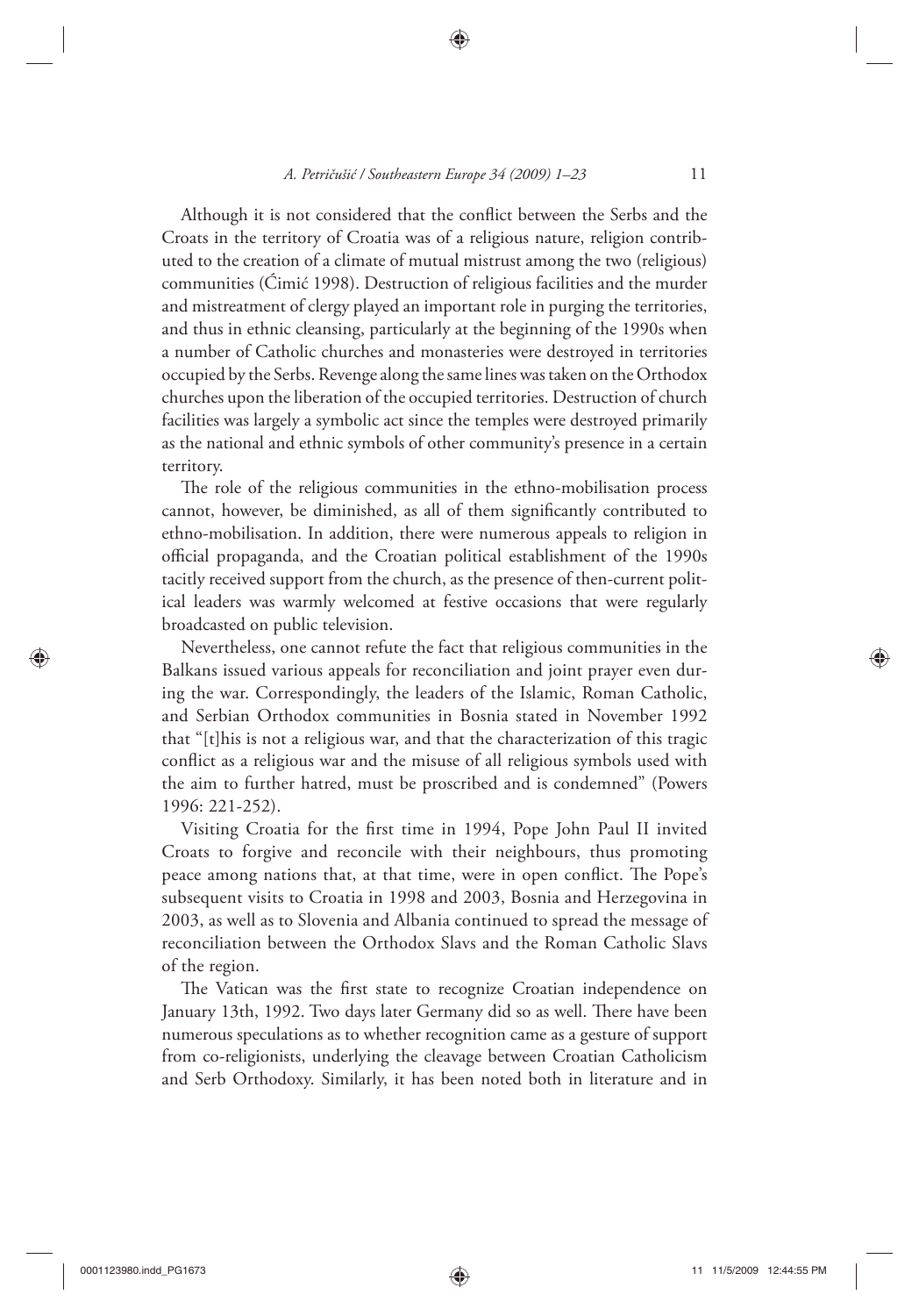Although it is not considered that the conflict between the Serbs and the Croats in the territory of Croatia was of a religious nature, religion contributed to the creation of a climate of mutual mistrust among the two (religious) communities (Ćimić 1998). Destruction of religious facilities and the murder and mistreatment of clergy played an important role in purging the territories, and thus in ethnic cleansing, particularly at the beginning of the 1990s when a number of Catholic churches and monasteries were destroyed in territories occupied by the Serbs. Revenge along the same lines was taken on the Orthodox churches upon the liberation of the occupied territories. Destruction of church facilities was largely a symbolic act since the temples were destroyed primarily as the national and ethnic symbols of other community's presence in a certain territory.

The role of the religious communities in the ethno-mobilisation process cannot, however, be diminished, as all of them significantly contributed to ethno-mobilisation. In addition, there were numerous appeals to religion in official propaganda, and the Croatian political establishment of the 1990s tacitly received support from the church, as the presence of then-current political leaders was warmly welcomed at festive occasions that were regularly broadcasted on public television.

Nevertheless, one cannot refute the fact that religious communities in the Balkans issued various appeals for reconciliation and joint prayer even during the war. Correspondingly, the leaders of the Islamic, Roman Catholic, and Serbian Orthodox communities in Bosnia stated in November 1992 that "[t]his is not a religious war, and that the characterization of this tragic conflict as a religious war and the misuse of all religious symbols used with the aim to further hatred, must be proscribed and is condemned" (Powers 1996: 221-252).

Visiting Croatia for the first time in 1994, Pope John Paul II invited Croats to forgive and reconcile with their neighbours, thus promoting peace among nations that, at that time, were in open conflict. The Pope's subsequent visits to Croatia in 1998 and 2003, Bosnia and Herzegovina in 2003, as well as to Slovenia and Albania continued to spread the message of reconciliation between the Orthodox Slavs and the Roman Catholic Slavs of the region.

The Vatican was the first state to recognize Croatian independence on January 13th, 1992. Two days later Germany did so as well. There have been numerous speculations as to whether recognition came as a gesture of support from co-religionists, underlying the cleavage between Croatian Catholicism and Serb Orthodoxy. Similarly, it has been noted both in literature and in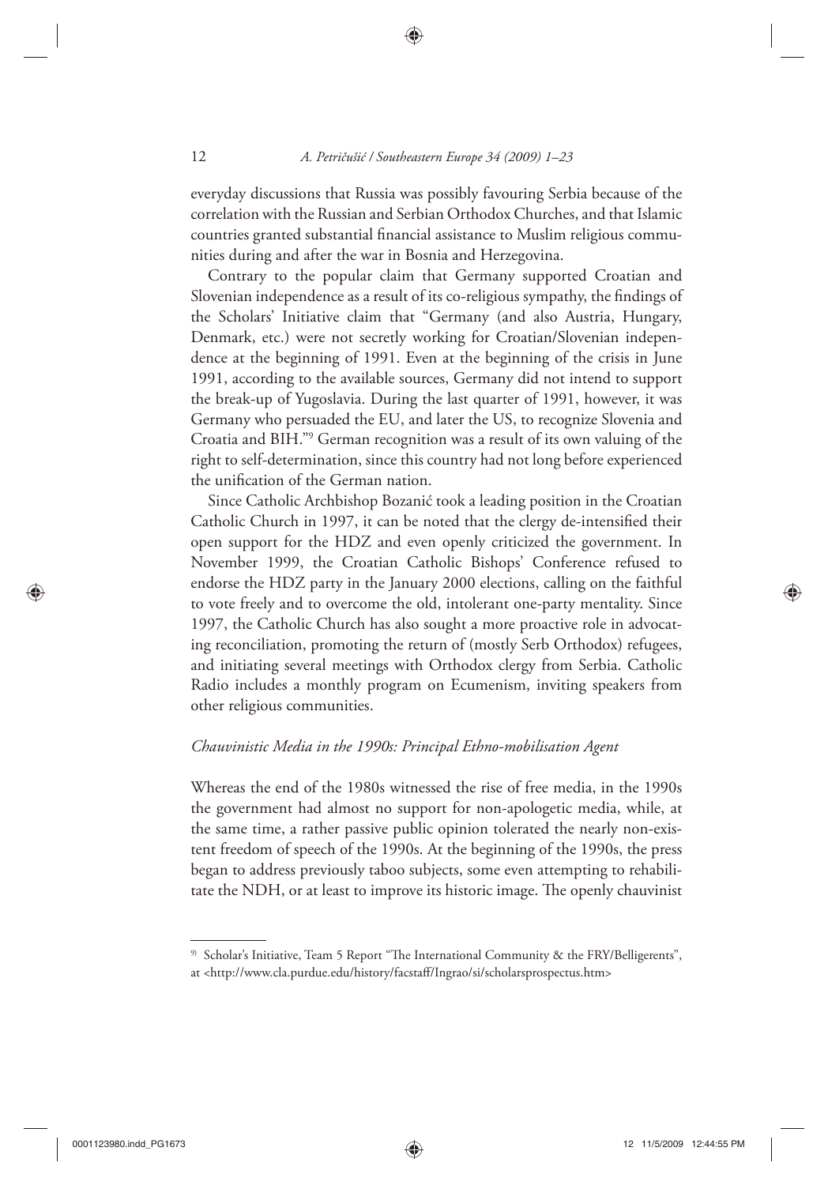everyday discussions that Russia was possibly favouring Serbia because of the correlation with the Russian and Serbian Orthodox Churches, and that Islamic countries granted substantial financial assistance to Muslim religious communities during and after the war in Bosnia and Herzegovina.

Contrary to the popular claim that Germany supported Croatian and Slovenian independence as a result of its co-religious sympathy, the findings of the Scholars' Initiative claim that "Germany (and also Austria, Hungary, Denmark, etc.) were not secretly working for Croatian/Slovenian independence at the beginning of 1991. Even at the beginning of the crisis in June 1991, according to the available sources, Germany did not intend to support the break-up of Yugoslavia. During the last quarter of 1991, however, it was Germany who persuaded the EU, and later the US, to recognize Slovenia and Croatia and BIH."[9] German recognition was a result of its own valuing of the right to self-determination, since this country had not long before experienced the unification of the German nation.

Since Catholic Archbishop Bozanić took a leading position in the Croatian Catholic Church in 1997, it can be noted that the clergy de-intensified their open support for the HDZ and even openly criticized the government. In November 1999, the Croatian Catholic Bishops' Conference refused to endorse the HDZ party in the January 2000 elections, calling on the faithful to vote freely and to overcome the old, intolerant one-party mentality. Since 1997, the Catholic Church has also sought a more proactive role in advocating reconciliation, promoting the return of (mostly Serb Orthodox) refugees, and initiating several meetings with Orthodox clergy from Serbia. Catholic Radio includes a monthly program on Ecumenism, inviting speakers from other religious communities.

### *Chauvinistic Media in the 1990s: Principal Ethno-mobilisation Agent*

Whereas the end of the 1980s witnessed the rise of free media, in the 1990s the government had almost no support for non-apologetic media, while, at the same time, a rather passive public opinion tolerated the nearly non-existent freedom of speech of the 1990s. At the beginning of the 1990s, the press began to address previously taboo subjects, some even attempting to rehabilitate the NDH, or at least to improve its historic image. The openly chauvinist

---

[9] Scholar's Initiative, Team 5 Report "The International Community & the FRY/Belligerents", at <http://www.cla.purdue.edu/history/facstaff/Ingrao/si/scholarsprospectus.htm>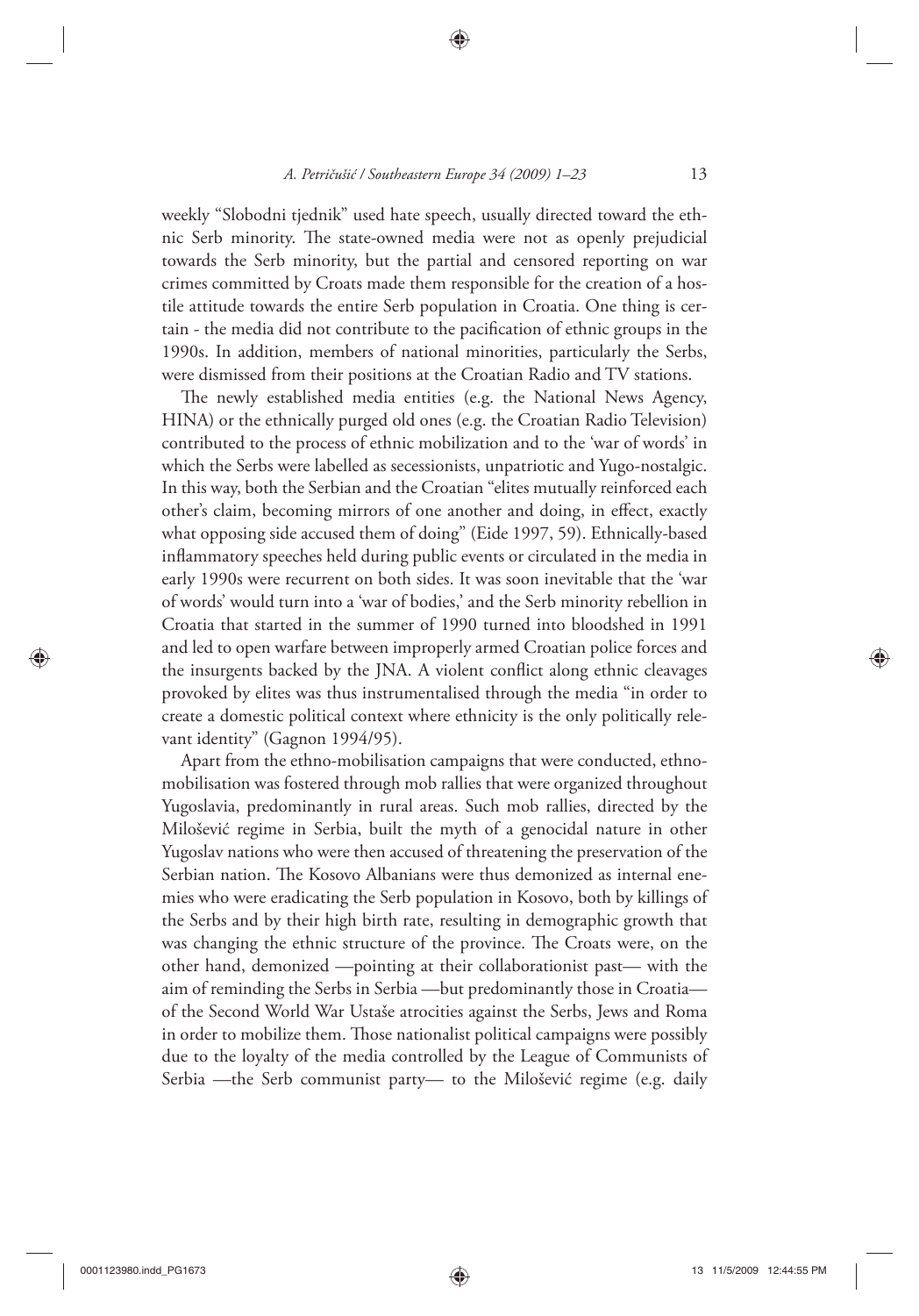weekly "Slobodni tjednik" used hate speech, usually directed toward the ethnic Serb minority. The state-owned media were not as openly prejudicial towards the Serb minority, but the partial and censored reporting on war crimes committed by Croats made them responsible for the creation of a hostile attitude towards the entire Serb population in Croatia. One thing is certain - the media did not contribute to the pacification of ethnic groups in the 1990s. In addition, members of national minorities, particularly the Serbs, were dismissed from their positions at the Croatian Radio and TV stations.

The newly established media entities (e.g. the National News Agency, HINA) or the ethnically purged old ones (e.g. the Croatian Radio Television) contributed to the process of ethnic mobilization and to the 'war of words' in which the Serbs were labelled as secessionists, unpatriotic and Yugo-nostalgic. In this way, both the Serbian and the Croatian "elites mutually reinforced each other's claim, becoming mirrors of one another and doing, in effect, exactly what opposing side accused them of doing" (Eide 1997, 59). Ethnically-based inflammatory speeches held during public events or circulated in the media in early 1990s were recurrent on both sides. It was soon inevitable that the 'war of words' would turn into a 'war of bodies,' and the Serb minority rebellion in Croatia that started in the summer of 1990 turned into bloodshed in 1991 and led to open warfare between improperly armed Croatian police forces and the insurgents backed by the JNA. A violent conflict along ethnic cleavages provoked by elites was thus instrumentalised through the media "in order to create a domestic political context where ethnicity is the only politically relevant identity" (Gagnon 1994/95).

Apart from the ethno-mobilisation campaigns that were conducted, ethno-mobilisation was fostered through mob rallies that were organized throughout Yugoslavia, predominantly in rural areas. Such mob rallies, directed by the Milošević regime in Serbia, built the myth of a genocidal nature in other Yugoslav nations who were then accused of threatening the preservation of the Serbian nation. The Kosovo Albanians were thus demonized as internal enemies who were eradicating the Serb population in Kosovo, both by killings of the Serbs and by their high birth rate, resulting in demographic growth that was changing the ethnic structure of the province. The Croats were, on the other hand, demonized —pointing at their collaborationist past— with the aim of reminding the Serbs in Serbia —but predominantly those in Croatia— of the Second World War Ustaše atrocities against the Serbs, Jews and Roma in order to mobilize them. Those nationalist political campaigns were possibly due to the loyalty of the media controlled by the League of Communists of Serbia —the Serb communist party— to the Milošević regime (e.g. daily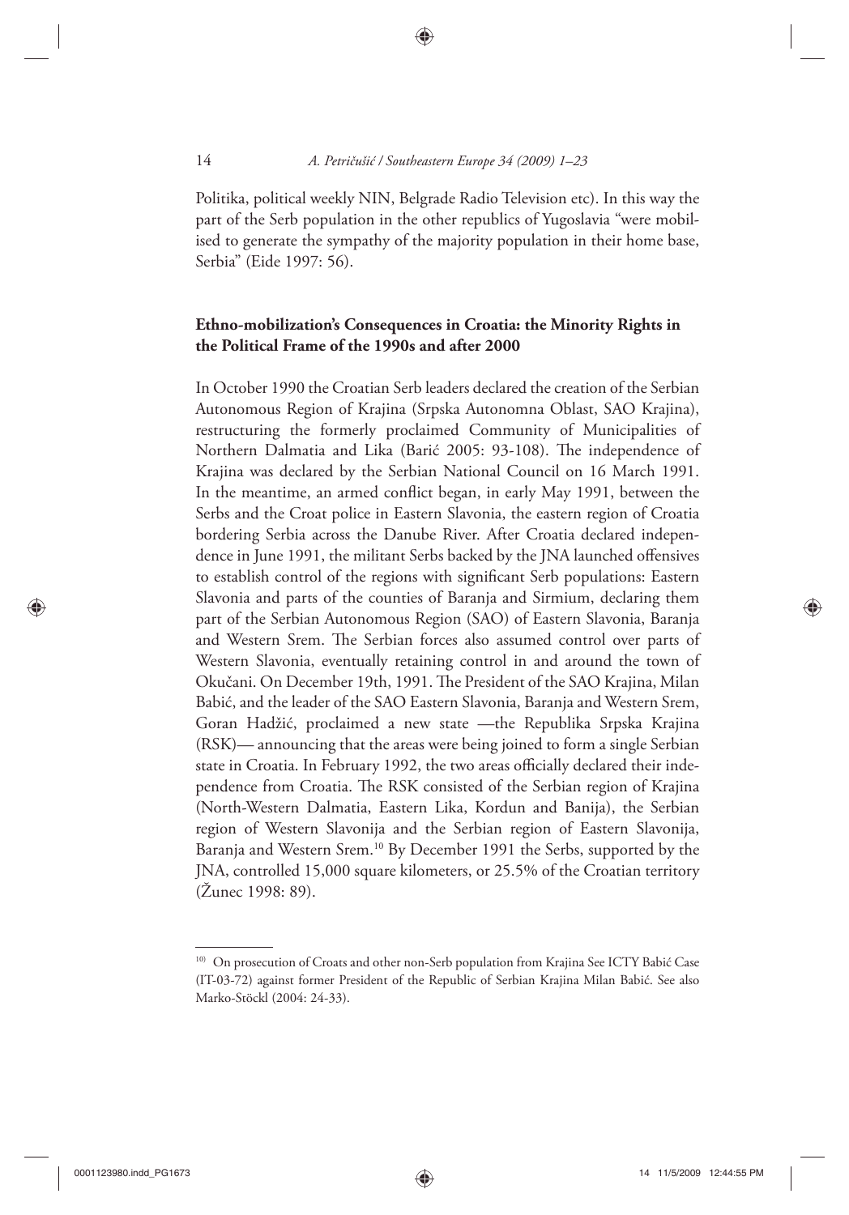Politika, political weekly NIN, Belgrade Radio Television etc). In this way the part of the Serb population in the other republics of Yugoslavia "were mobilised to generate the sympathy of the majority population in their home base, Serbia" (Eide 1997: 56).

## Ethno-mobilization's Consequences in Croatia: the Minority Rights in the Political Frame of the 1990s and after 2000

In October 1990 the Croatian Serb leaders declared the creation of the Serbian Autonomous Region of Krajina (Srpska Autonomna Oblast, SAO Krajina), restructuring the formerly proclaimed Community of Municipalities of Northern Dalmatia and Lika (Barić 2005: 93-108). The independence of Krajina was declared by the Serbian National Council on 16 March 1991. In the meantime, an armed conflict began, in early May 1991, between the Serbs and the Croat police in Eastern Slavonia, the eastern region of Croatia bordering Serbia across the Danube River. After Croatia declared independence in June 1991, the militant Serbs backed by the JNA launched offensives to establish control of the regions with significant Serb populations: Eastern Slavonia and parts of the counties of Baranja and Sirmium, declaring them part of the Serbian Autonomous Region (SAO) of Eastern Slavonia, Baranja and Western Srem. The Serbian forces also assumed control over parts of Western Slavonia, eventually retaining control in and around the town of Okučani. On December 19th, 1991. The President of the SAO Krajina, Milan Babić, and the leader of the SAO Eastern Slavonia, Baranja and Western Srem, Goran Hadžić, proclaimed a new state —the Republika Srpska Krajina (RSK)— announcing that the areas were being joined to form a single Serbian state in Croatia. In February 1992, the two areas officially declared their independence from Croatia. The RSK consisted of the Serbian region of Krajina (North-Western Dalmatia, Eastern Lika, Kordun and Banija), the Serbian region of Western Slavonija and the Serbian region of Eastern Slavonija, Baranja and Western Srem.[10] By December 1991 the Serbs, supported by the JNA, controlled 15,000 square kilometers, or 25.5% of the Croatian territory (Žunec 1998: 89).

---

[10] On prosecution of Croats and other non-Serb population from Krajina See ICTY Babić Case (IT-03-72) against former President of the Republic of Serbian Krajina Milan Babić. See also Marko-Stöckl (2004: 24-33).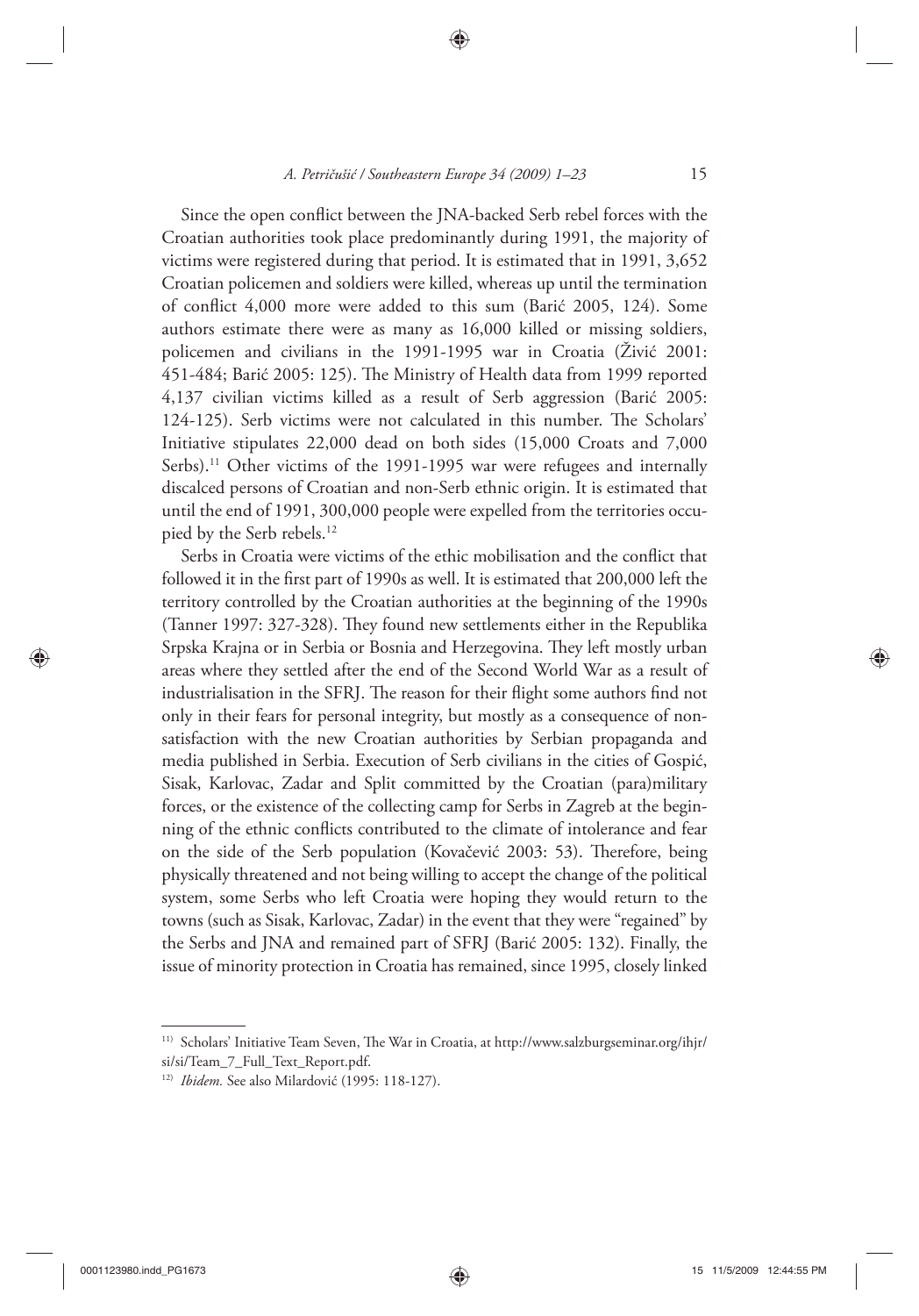Since the open conflict between the JNA-backed Serb rebel forces with the Croatian authorities took place predominantly during 1991, the majority of victims were registered during that period. It is estimated that in 1991, 3,652 Croatian policemen and soldiers were killed, whereas up until the termination of conflict 4,000 more were added to this sum (Barić 2005, 124). Some authors estimate there were as many as 16,000 killed or missing soldiers, policemen and civilians in the 1991-1995 war in Croatia (Živić 2001: 451-484; Barić 2005: 125). The Ministry of Health data from 1999 reported 4,137 civilian victims killed as a result of Serb aggression (Barić 2005: 124-125). Serb victims were not calculated in this number. The Scholars' Initiative stipulates 22,000 dead on both sides (15,000 Croats and 7,000 Serbs).[11] Other victims of the 1991-1995 war were refugees and internally discalced persons of Croatian and non-Serb ethnic origin. It is estimated that until the end of 1991, 300,000 people were expelled from the territories occupied by the Serb rebels.[12]

Serbs in Croatia were victims of the ethic mobilisation and the conflict that followed it in the first part of 1990s as well. It is estimated that 200,000 left the territory controlled by the Croatian authorities at the beginning of the 1990s (Tanner 1997: 327-328). They found new settlements either in the Republika Srpska Krajna or in Serbia or Bosnia and Herzegovina. They left mostly urban areas where they settled after the end of the Second World War as a result of industrialisation in the SFRJ. The reason for their flight some authors find not only in their fears for personal integrity, but mostly as a consequence of non-satisfaction with the new Croatian authorities by Serbian propaganda and media published in Serbia. Execution of Serb civilians in the cities of Gospić, Sisak, Karlovac, Zadar and Split committed by the Croatian (para)military forces, or the existence of the collecting camp for Serbs in Zagreb at the beginning of the ethnic conflicts contributed to the climate of intolerance and fear on the side of the Serb population (Kovačević 2003: 53). Therefore, being physically threatened and not being willing to accept the change of the political system, some Serbs who left Croatia were hoping they would return to the towns (such as Sisak, Karlovac, Zadar) in the event that they were "regained" by the Serbs and JNA and remained part of SFRJ (Barić 2005: 132). Finally, the issue of minority protection in Croatia has remained, since 1995, closely linked

---

[11] Scholars' Initiative Team Seven, The War in Croatia, at http://www.salzburgseminar.org/ihjr/si/si/Team_7_Full_Text_Report.pdf.

[12] *Ibidem.* See also Milardović (1995: 118-127).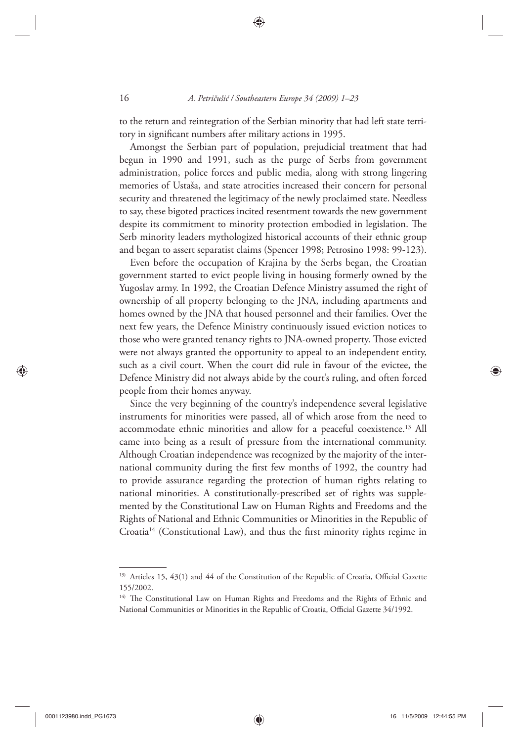to the return and reintegration of the Serbian minority that had left state territory in significant numbers after military actions in 1995.

Amongst the Serbian part of population, prejudicial treatment that had begun in 1990 and 1991, such as the purge of Serbs from government administration, police forces and public media, along with strong lingering memories of Ustaša, and state atrocities increased their concern for personal security and threatened the legitimacy of the newly proclaimed state. Needless to say, these bigoted practices incited resentment towards the new government despite its commitment to minority protection embodied in legislation. The Serb minority leaders mythologized historical accounts of their ethnic group and began to assert separatist claims (Spencer 1998; Petrosino 1998: 99-123).

Even before the occupation of Krajina by the Serbs began, the Croatian government started to evict people living in housing formerly owned by the Yugoslav army. In 1992, the Croatian Defence Ministry assumed the right of ownership of all property belonging to the JNA, including apartments and homes owned by the JNA that housed personnel and their families. Over the next few years, the Defence Ministry continuously issued eviction notices to those who were granted tenancy rights to JNA-owned property. Those evicted were not always granted the opportunity to appeal to an independent entity, such as a civil court. When the court did rule in favour of the evictee, the Defence Ministry did not always abide by the court's ruling, and often forced people from their homes anyway.

Since the very beginning of the country's independence several legislative instruments for minorities were passed, all of which arose from the need to accommodate ethnic minorities and allow for a peaceful coexistence.[13] All came into being as a result of pressure from the international community. Although Croatian independence was recognized by the majority of the international community during the first few months of 1992, the country had to provide assurance regarding the protection of human rights relating to national minorities. A constitutionally-prescribed set of rights was supplemented by the Constitutional Law on Human Rights and Freedoms and the Rights of National and Ethnic Communities or Minorities in the Republic of Croatia[14] (Constitutional Law), and thus the first minority rights regime in

---

[13] Articles 15, 43(1) and 44 of the Constitution of the Republic of Croatia, Official Gazette 155/2002.

[14] The Constitutional Law on Human Rights and Freedoms and the Rights of Ethnic and National Communities or Minorities in the Republic of Croatia, Official Gazette 34/1992.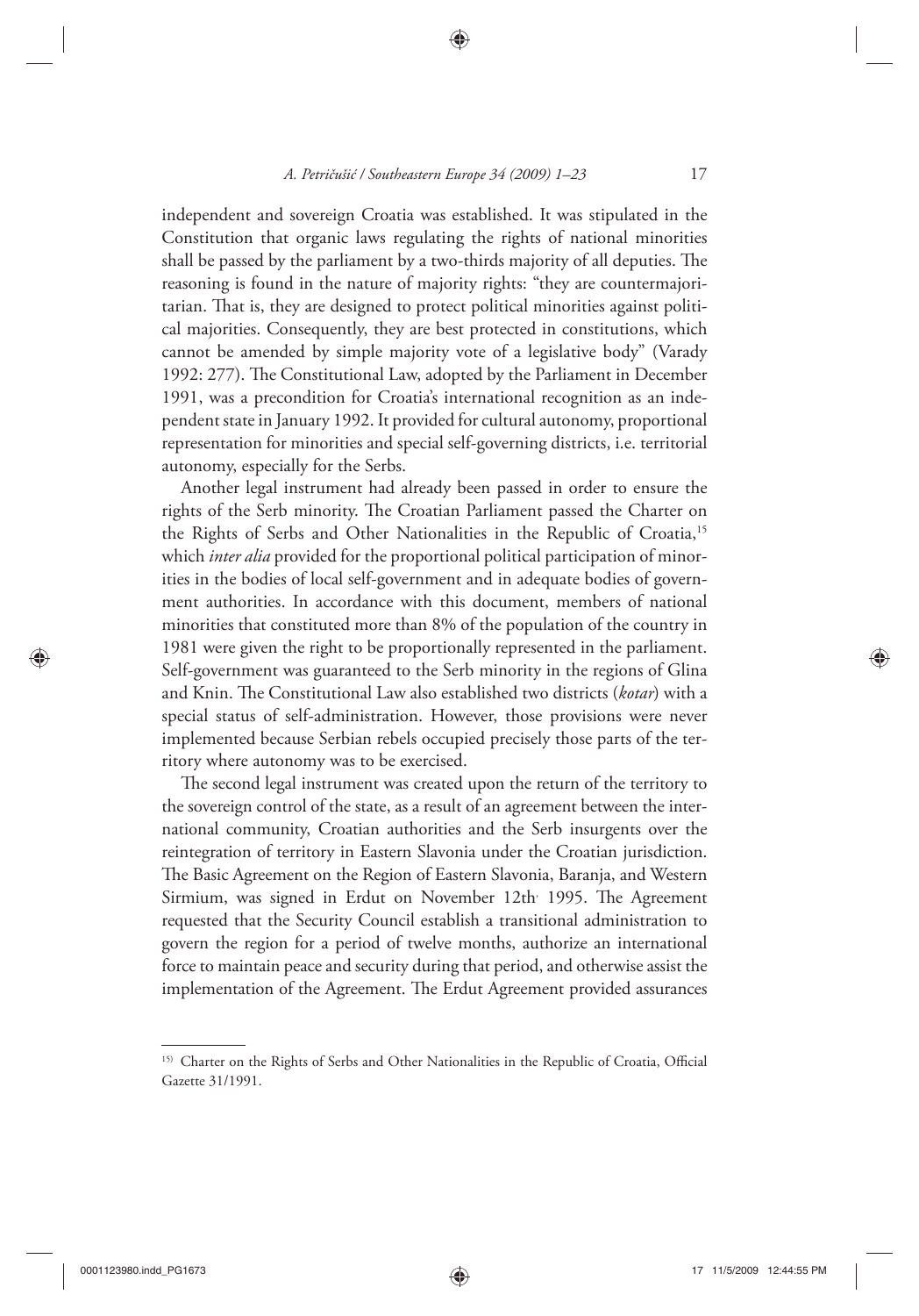independent and sovereign Croatia was established. It was stipulated in the Constitution that organic laws regulating the rights of national minorities shall be passed by the parliament by a two-thirds majority of all deputies. The reasoning is found in the nature of majority rights: "they are countermajoritarian. That is, they are designed to protect political minorities against political majorities. Consequently, they are best protected in constitutions, which cannot be amended by simple majority vote of a legislative body" (Varady 1992: 277). The Constitutional Law, adopted by the Parliament in December 1991, was a precondition for Croatia's international recognition as an independent state in January 1992. It provided for cultural autonomy, proportional representation for minorities and special self-governing districts, i.e. territorial autonomy, especially for the Serbs.

Another legal instrument had already been passed in order to ensure the rights of the Serb minority. The Croatian Parliament passed the Charter on the Rights of Serbs and Other Nationalities in the Republic of Croatia,[15] which *inter alia* provided for the proportional political participation of minorities in the bodies of local self-government and in adequate bodies of government authorities. In accordance with this document, members of national minorities that constituted more than 8% of the population of the country in 1981 were given the right to be proportionally represented in the parliament. Self-government was guaranteed to the Serb minority in the regions of Glina and Knin. The Constitutional Law also established two districts (*kotar*) with a special status of self-administration. However, those provisions were never implemented because Serbian rebels occupied precisely those parts of the territory where autonomy was to be exercised.

The second legal instrument was created upon the return of the territory to the sovereign control of the state, as a result of an agreement between the international community, Croatian authorities and the Serb insurgents over the reintegration of territory in Eastern Slavonia under the Croatian jurisdiction. The Basic Agreement on the Region of Eastern Slavonia, Baranja, and Western Sirmium, was signed in Erdut on November 12th, 1995. The Agreement requested that the Security Council establish a transitional administration to govern the region for a period of twelve months, authorize an international force to maintain peace and security during that period, and otherwise assist the implementation of the Agreement. The Erdut Agreement provided assurances

[15] Charter on the Rights of Serbs and Other Nationalities in the Republic of Croatia, Official Gazette 31/1991.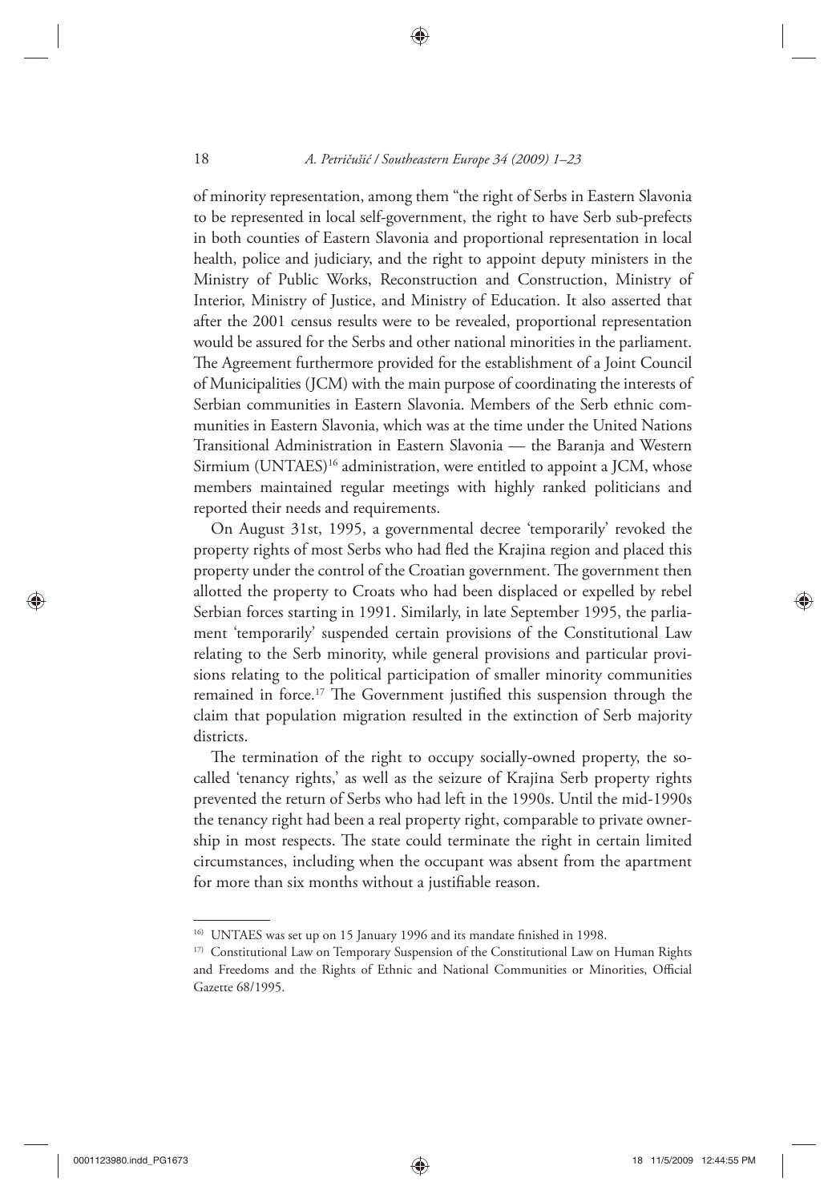of minority representation, among them "the right of Serbs in Eastern Slavonia to be represented in local self-government, the right to have Serb sub-prefects in both counties of Eastern Slavonia and proportional representation in local health, police and judiciary, and the right to appoint deputy ministers in the Ministry of Public Works, Reconstruction and Construction, Ministry of Interior, Ministry of Justice, and Ministry of Education. It also asserted that after the 2001 census results were to be revealed, proportional representation would be assured for the Serbs and other national minorities in the parliament. The Agreement furthermore provided for the establishment of a Joint Council of Municipalities (JCM) with the main purpose of coordinating the interests of Serbian communities in Eastern Slavonia. Members of the Serb ethnic communities in Eastern Slavonia, which was at the time under the United Nations Transitional Administration in Eastern Slavonia — the Baranja and Western Sirmium (UNTAES)[16] administration, were entitled to appoint a JCM, whose members maintained regular meetings with highly ranked politicians and reported their needs and requirements.

On August 31st, 1995, a governmental decree 'temporarily' revoked the property rights of most Serbs who had fled the Krajina region and placed this property under the control of the Croatian government. The government then allotted the property to Croats who had been displaced or expelled by rebel Serbian forces starting in 1991. Similarly, in late September 1995, the parliament 'temporarily' suspended certain provisions of the Constitutional Law relating to the Serb minority, while general provisions and particular provisions relating to the political participation of smaller minority communities remained in force.[17] The Government justified this suspension through the claim that population migration resulted in the extinction of Serb majority districts.

The termination of the right to occupy socially-owned property, the so-called 'tenancy rights,' as well as the seizure of Krajina Serb property rights prevented the return of Serbs who had left in the 1990s. Until the mid-1990s the tenancy right had been a real property right, comparable to private ownership in most respects. The state could terminate the right in certain limited circumstances, including when the occupant was absent from the apartment for more than six months without a justifiable reason.

---

[16] UNTAES was set up on 15 January 1996 and its mandate finished in 1998.

[17] Constitutional Law on Temporary Suspension of the Constitutional Law on Human Rights and Freedoms and the Rights of Ethnic and National Communities or Minorities, Official Gazette 68/1995.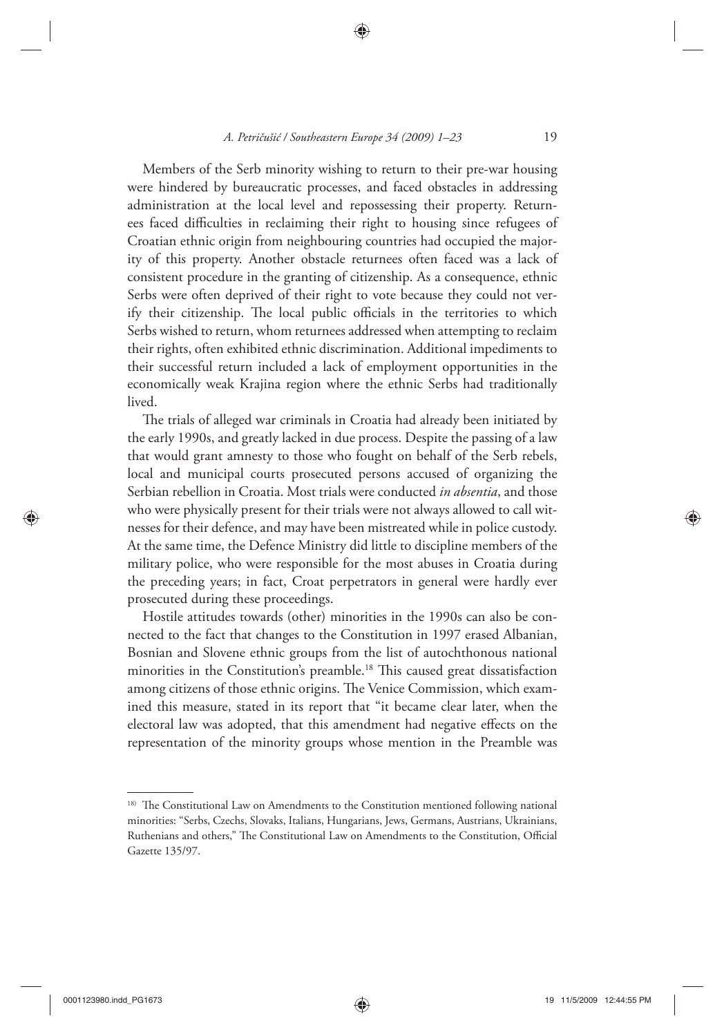Members of the Serb minority wishing to return to their pre-war housing were hindered by bureaucratic processes, and faced obstacles in addressing administration at the local level and repossessing their property. Returnees faced difficulties in reclaiming their right to housing since refugees of Croatian ethnic origin from neighbouring countries had occupied the majority of this property. Another obstacle returnees often faced was a lack of consistent procedure in the granting of citizenship. As a consequence, ethnic Serbs were often deprived of their right to vote because they could not verify their citizenship. The local public officials in the territories to which Serbs wished to return, whom returnees addressed when attempting to reclaim their rights, often exhibited ethnic discrimination. Additional impediments to their successful return included a lack of employment opportunities in the economically weak Krajina region where the ethnic Serbs had traditionally lived.

The trials of alleged war criminals in Croatia had already been initiated by the early 1990s, and greatly lacked in due process. Despite the passing of a law that would grant amnesty to those who fought on behalf of the Serb rebels, local and municipal courts prosecuted persons accused of organizing the Serbian rebellion in Croatia. Most trials were conducted *in absentia*, and those who were physically present for their trials were not always allowed to call witnesses for their defence, and may have been mistreated while in police custody. At the same time, the Defence Ministry did little to discipline members of the military police, who were responsible for the most abuses in Croatia during the preceding years; in fact, Croat perpetrators in general were hardly ever prosecuted during these proceedings.

Hostile attitudes towards (other) minorities in the 1990s can also be connected to the fact that changes to the Constitution in 1997 erased Albanian, Bosnian and Slovene ethnic groups from the list of autochthonous national minorities in the Constitution's preamble.[18] This caused great dissatisfaction among citizens of those ethnic origins. The Venice Commission, which examined this measure, stated in its report that "it became clear later, when the electoral law was adopted, that this amendment had negative effects on the representation of the minority groups whose mention in the Preamble was

---

[18] The Constitutional Law on Amendments to the Constitution mentioned following national minorities: "Serbs, Czechs, Slovaks, Italians, Hungarians, Jews, Germans, Austrians, Ukrainians, Ruthenians and others," The Constitutional Law on Amendments to the Constitution, Official Gazette 135/97.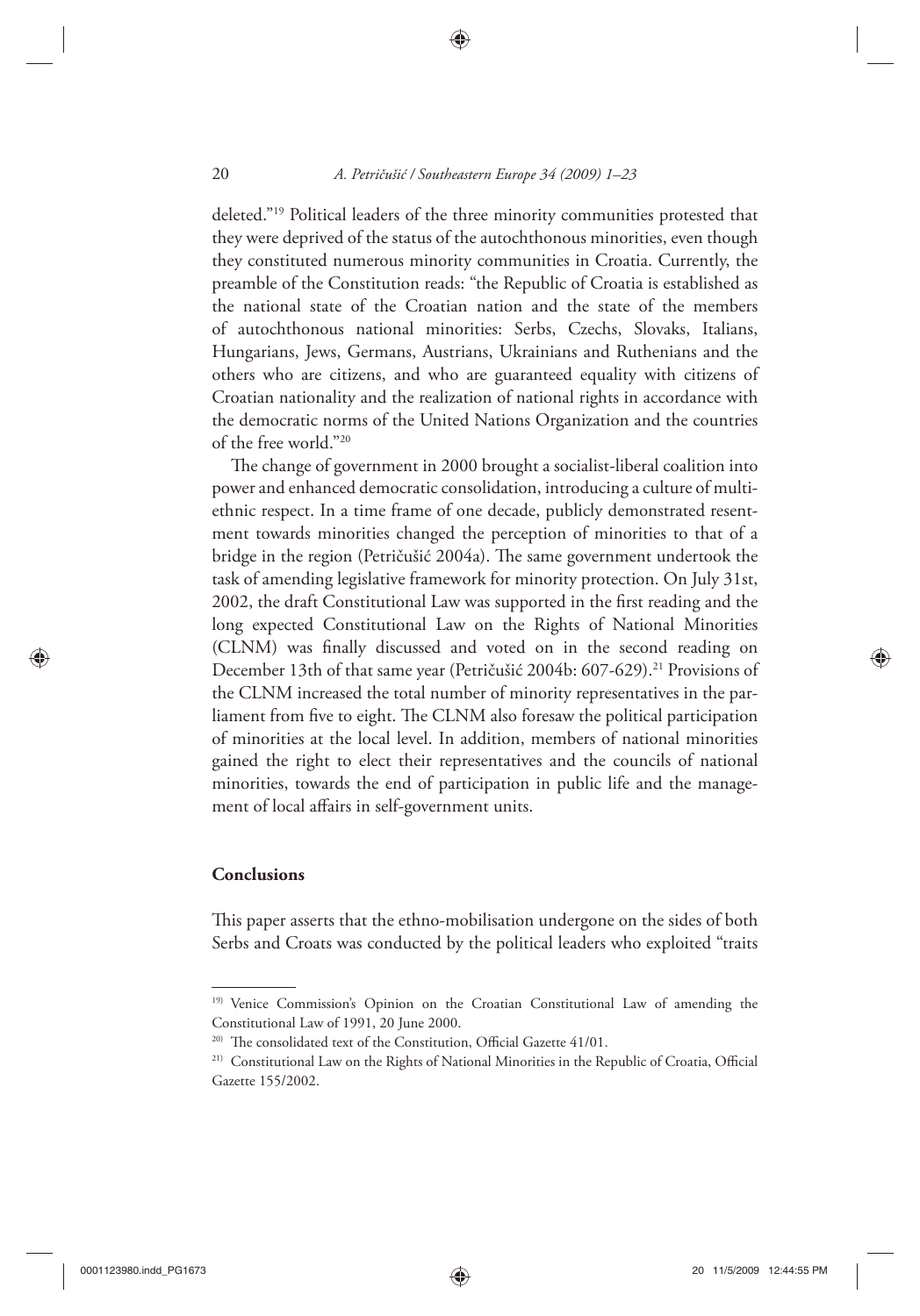deleted."[19] Political leaders of the three minority communities protested that they were deprived of the status of the autochthonous minorities, even though they constituted numerous minority communities in Croatia. Currently, the preamble of the Constitution reads: "the Republic of Croatia is established as the national state of the Croatian nation and the state of the members of autochthonous national minorities: Serbs, Czechs, Slovaks, Italians, Hungarians, Jews, Germans, Austrians, Ukrainians and Ruthenians and the others who are citizens, and who are guaranteed equality with citizens of Croatian nationality and the realization of national rights in accordance with the democratic norms of the United Nations Organization and the countries of the free world."[20]

The change of government in 2000 brought a socialist-liberal coalition into power and enhanced democratic consolidation, introducing a culture of multiethnic respect. In a time frame of one decade, publicly demonstrated resentment towards minorities changed the perception of minorities to that of a bridge in the region (Petričušić 2004a). The same government undertook the task of amending legislative framework for minority protection. On July 31st, 2002, the draft Constitutional Law was supported in the first reading and the long expected Constitutional Law on the Rights of National Minorities (CLNM) was finally discussed and voted on in the second reading on December 13th of that same year (Petričušić 2004b: 607-629).[21] Provisions of the CLNM increased the total number of minority representatives in the parliament from five to eight. The CLNM also foresaw the political participation of minorities at the local level. In addition, members of national minorities gained the right to elect their representatives and the councils of national minorities, towards the end of participation in public life and the management of local affairs in self-government units.

## Conclusions

This paper asserts that the ethno-mobilisation undergone on the sides of both Serbs and Croats was conducted by the political leaders who exploited "traits

---

[19] Venice Commission's Opinion on the Croatian Constitutional Law of amending the Constitutional Law of 1991, 20 June 2000.

[20] The consolidated text of the Constitution, Official Gazette 41/01.

[21] Constitutional Law on the Rights of National Minorities in the Republic of Croatia, Official Gazette 155/2002.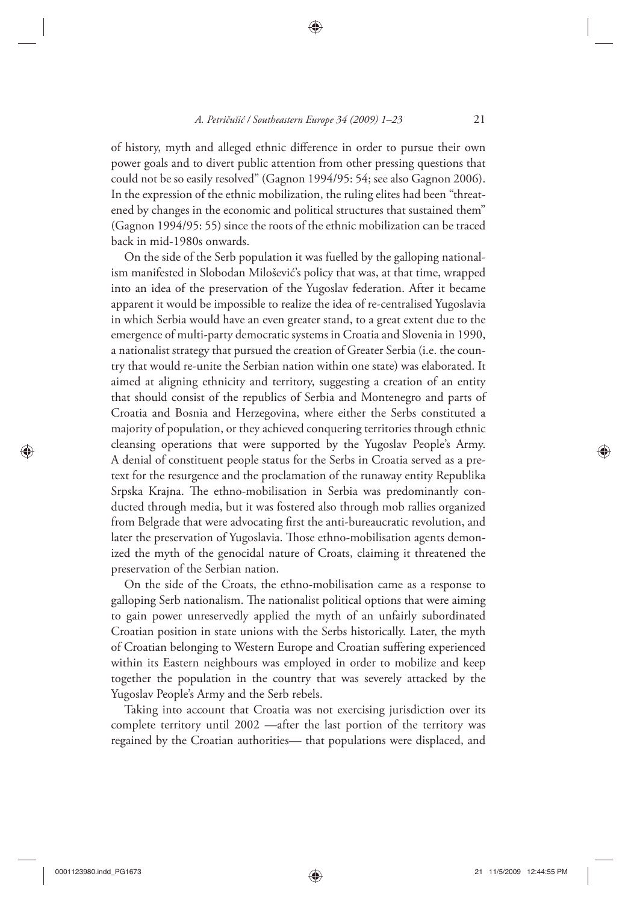of history, myth and alleged ethnic difference in order to pursue their own power goals and to divert public attention from other pressing questions that could not be so easily resolved" (Gagnon 1994/95: 54; see also Gagnon 2006). In the expression of the ethnic mobilization, the ruling elites had been "threatened by changes in the economic and political structures that sustained them" (Gagnon 1994/95: 55) since the roots of the ethnic mobilization can be traced back in mid-1980s onwards.

On the side of the Serb population it was fuelled by the galloping nationalism manifested in Slobodan Milošević's policy that was, at that time, wrapped into an idea of the preservation of the Yugoslav federation. After it became apparent it would be impossible to realize the idea of re-centralised Yugoslavia in which Serbia would have an even greater stand, to a great extent due to the emergence of multi-party democratic systems in Croatia and Slovenia in 1990, a nationalist strategy that pursued the creation of Greater Serbia (i.e. the country that would re-unite the Serbian nation within one state) was elaborated. It aimed at aligning ethnicity and territory, suggesting a creation of an entity that should consist of the republics of Serbia and Montenegro and parts of Croatia and Bosnia and Herzegovina, where either the Serbs constituted a majority of population, or they achieved conquering territories through ethnic cleansing operations that were supported by the Yugoslav People's Army. A denial of constituent people status for the Serbs in Croatia served as a pretext for the resurgence and the proclamation of the runaway entity Republika Srpska Krajna. The ethno-mobilisation in Serbia was predominantly conducted through media, but it was fostered also through mob rallies organized from Belgrade that were advocating first the anti-bureaucratic revolution, and later the preservation of Yugoslavia. Those ethno-mobilisation agents demonized the myth of the genocidal nature of Croats, claiming it threatened the preservation of the Serbian nation.

On the side of the Croats, the ethno-mobilisation came as a response to galloping Serb nationalism. The nationalist political options that were aiming to gain power unreservedly applied the myth of an unfairly subordinated Croatian position in state unions with the Serbs historically. Later, the myth of Croatian belonging to Western Europe and Croatian suffering experienced within its Eastern neighbours was employed in order to mobilize and keep together the population in the country that was severely attacked by the Yugoslav People's Army and the Serb rebels.

Taking into account that Croatia was not exercising jurisdiction over its complete territory until 2002 —after the last portion of the territory was regained by the Croatian authorities— that populations were displaced, and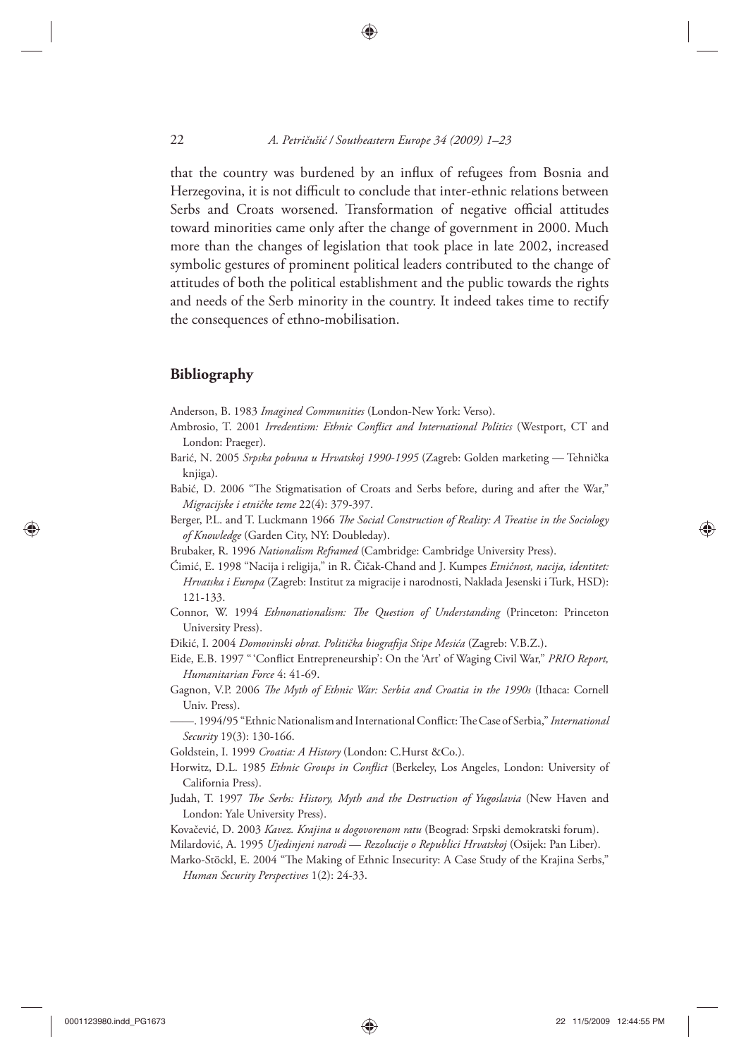that the country was burdened by an influx of refugees from Bosnia and Herzegovina, it is not difficult to conclude that inter-ethnic relations between Serbs and Croats worsened. Transformation of negative official attitudes toward minorities came only after the change of government in 2000. Much more than the changes of legislation that took place in late 2002, increased symbolic gestures of prominent political leaders contributed to the change of attitudes of both the political establishment and the public towards the rights and needs of the Serb minority in the country. It indeed takes time to rectify the consequences of ethno-mobilisation.

## Bibliography

Anderson, B. 1983 *Imagined Communities* (London-New York: Verso).

Ambrosio, T. 2001 *Irredentism: Ethnic Conflict and International Politics* (Westport, CT and London: Praeger).

Barić, N. 2005 *Srpska pobuna u Hrvatskoj 1990-1995* (Zagreb: Golden marketing — Tehnička knjiga).

Babić, D. 2006 "The Stigmatisation of Croats and Serbs before, during and after the War," *Migracijske i etničke teme* 22(4): 379-397.

Berger, P.L. and T. Luckmann 1966 *The Social Construction of Reality: A Treatise in the Sociology of Knowledge* (Garden City, NY: Doubleday).

Brubaker, R. 1996 *Nationalism Reframed* (Cambridge: Cambridge University Press).

Ćimić, E. 1998 "Nacija i religija," in R. Čičak-Chand and J. Kumpes *Etničnost, nacija, identitet: Hrvatska i Europa* (Zagreb: Institut za migracije i narodnosti, Naklada Jesenski i Turk, HSD): 121-133.

Connor, W. 1994 *Ethnonationalism: The Question of Understanding* (Princeton: Princeton University Press).

Đikić, I. 2004 *Domovinski obrat. Politička biografija Stipe Mesića* (Zagreb: V.B.Z.).

Eide, E.B. 1997 " 'Conflict Entrepreneurship': On the 'Art' of Waging Civil War," *PRIO Report, Humanitarian Force* 4: 41-69.

Gagnon, V.P. 2006 *The Myth of Ethnic War: Serbia and Croatia in the 1990s* (Ithaca: Cornell Univ. Press).

——. 1994/95 "Ethnic Nationalism and International Conflict: The Case of Serbia," *International Security* 19(3): 130-166.

Goldstein, I. 1999 *Croatia: A History* (London: C.Hurst &Co.).

Horwitz, D.L. 1985 *Ethnic Groups in Conflict* (Berkeley, Los Angeles, London: University of California Press).

Judah, T. 1997 *The Serbs: History, Myth and the Destruction of Yugoslavia* (New Haven and London: Yale University Press).

Kovačević, D. 2003 *Kavez. Krajina u dogovorenom ratu* (Beograd: Srpski demokratski forum).

Milardović, A. 1995 *Ujedinjeni narodi — Rezolucije o Republici Hrvatskoj* (Osijek: Pan Liber).

Marko-Stöckl, E. 2004 "The Making of Ethnic Insecurity: A Case Study of the Krajina Serbs," *Human Security Perspectives* 1(2): 24-33.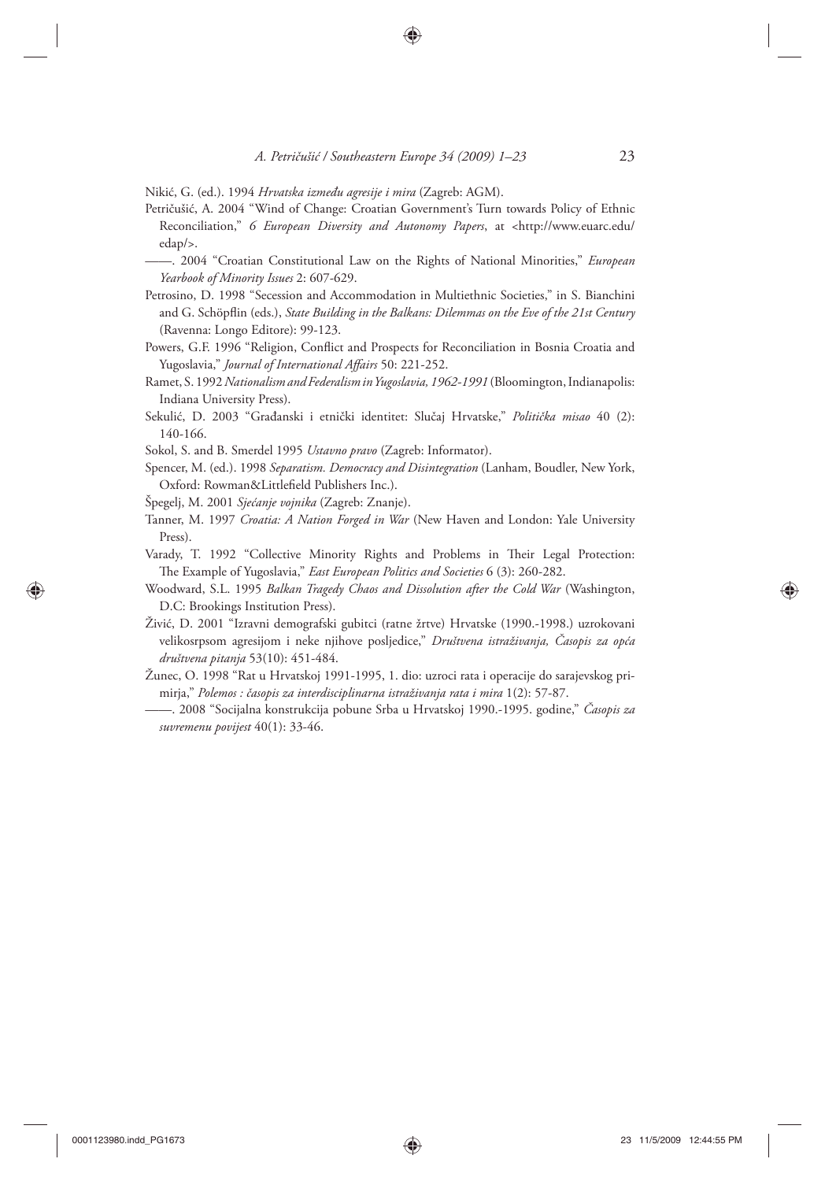Nikić, G. (ed.). 1994 *Hrvatska između agresije i mira* (Zagreb: AGM).

Petričušić, A. 2004 "Wind of Change: Croatian Government's Turn towards Policy of Ethnic Reconciliation," *6 European Diversity and Autonomy Papers*, at <http://www.euarc.edu/edap/>.

——. 2004 "Croatian Constitutional Law on the Rights of National Minorities," *European Yearbook of Minority Issues* 2: 607-629.

Petrosino, D. 1998 "Secession and Accommodation in Multiethnic Societies," in S. Bianchini and G. Schöpflin (eds.), *State Building in the Balkans: Dilemmas on the Eve of the 21st Century* (Ravenna: Longo Editore): 99-123.

Powers, G.F. 1996 "Religion, Conflict and Prospects for Reconciliation in Bosnia Croatia and Yugoslavia," *Journal of International Affairs* 50: 221-252.

Ramet, S. 1992 *Nationalism and Federalism in Yugoslavia, 1962-1991* (Bloomington, Indianapolis: Indiana University Press).

Sekulić, D. 2003 "Građanski i etnički identitet: Slučaj Hrvatske," *Politička misao* 40 (2): 140-166.

Sokol, S. and B. Smerdel 1995 *Ustavno pravo* (Zagreb: Informator).

Spencer, M. (ed.). 1998 *Separatism. Democracy and Disintegration* (Lanham, Boudler, New York, Oxford: Rowman&Littlefield Publishers Inc.).

Špegelj, M. 2001 *Sjećanje vojnika* (Zagreb: Znanje).

Tanner, M. 1997 *Croatia: A Nation Forged in War* (New Haven and London: Yale University Press).

Varady, T. 1992 "Collective Minority Rights and Problems in Their Legal Protection: The Example of Yugoslavia," *East European Politics and Societies* 6 (3): 260-282.

Woodward, S.L. 1995 *Balkan Tragedy Chaos and Dissolution after the Cold War* (Washington, D.C: Brookings Institution Press).

Živić, D. 2001 "Izravni demografski gubitci (ratne žrtve) Hrvatske (1990.-1998.) uzrokovani velikosrpsom agresijom i neke njihove posljedice," *Društvena istraživanja, Časopis za opća društvena pitanja* 53(10): 451-484.

Žunec, O. 1998 "Rat u Hrvatskoj 1991-1995, 1. dio: uzroci rata i operacije do sarajevskog primirja," *Polemos : časopis za interdisciplinarna istraživanja rata i mira* 1(2): 57-87.

——. 2008 "Socijalna konstrukcija pobune Srba u Hrvatskoj 1990.-1995. godine," *Časopis za suvremenu povijest* 40(1): 33-46.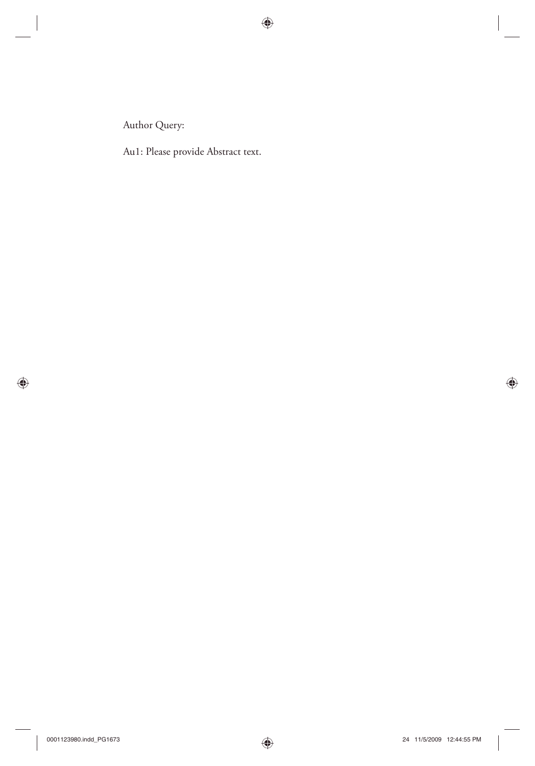Author Query:

Au1: Please provide Abstract text.